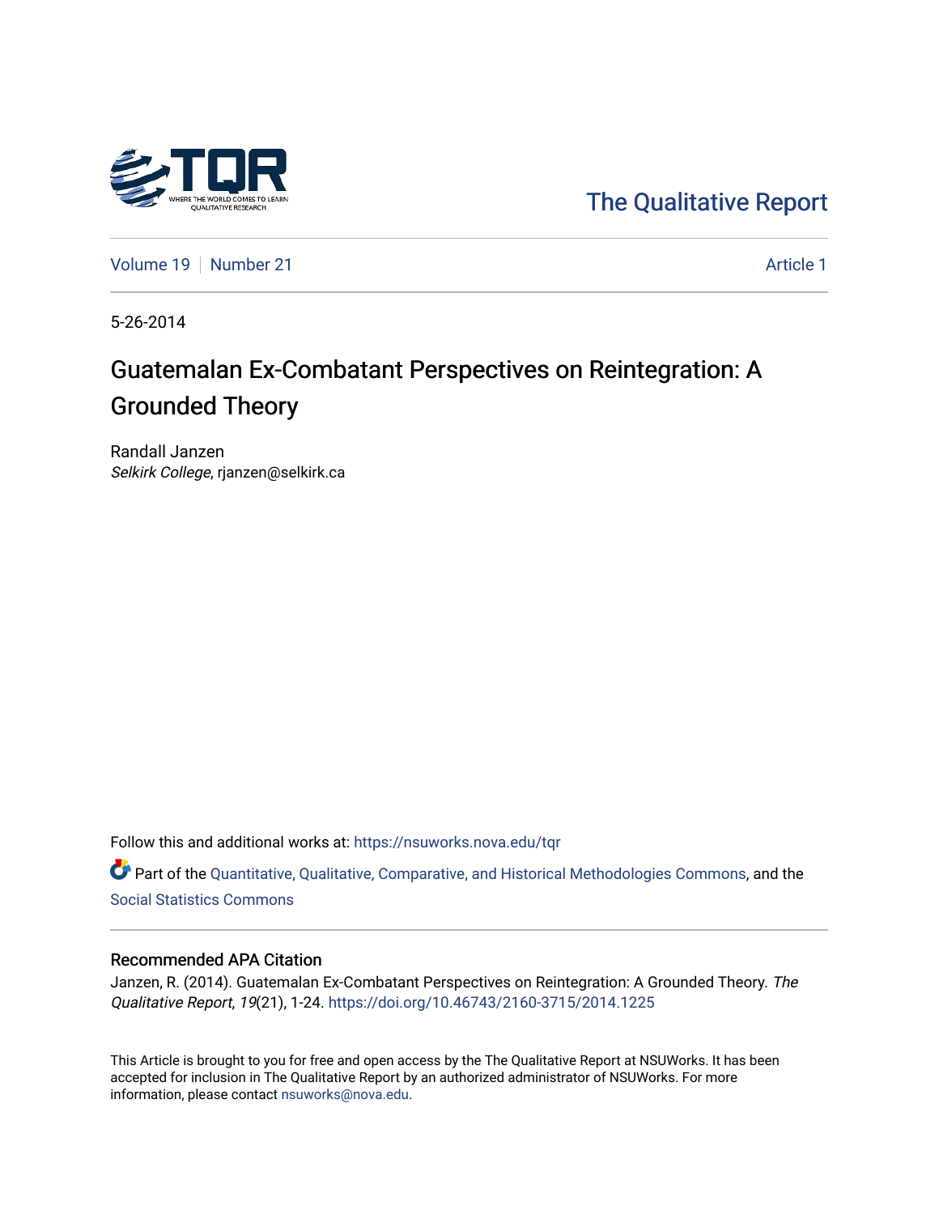The Qualitative Report

Volume 19 | Number 21 | Article 1

5-26-2014

# Guatemalan Ex-Combatant Perspectives on Reintegration: A Grounded Theory

Randall Janzen
*Selkirk College*, rjanzen@selkirk.ca

Follow this and additional works at: https://nsuworks.nova.edu/tqr

Part of the Quantitative, Qualitative, Comparative, and Historical Methodologies Commons, and the Social Statistics Commons

## Recommended APA Citation

Janzen, R. (2014). Guatemalan Ex-Combatant Perspectives on Reintegration: A Grounded Theory. *The Qualitative Report*, *19*(21), 1-24. https://doi.org/10.46743/2160-3715/2014.1225

This Article is brought to you for free and open access by the The Qualitative Report at NSUWorks. It has been accepted for inclusion in The Qualitative Report by an authorized administrator of NSUWorks. For more information, please contact nsuworks@nova.edu.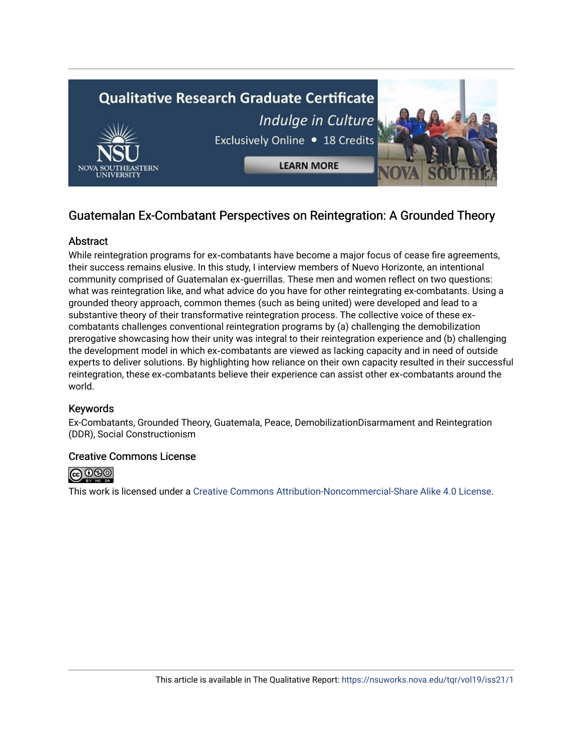## Guatemalan Ex-Combatant Perspectives on Reintegration: A Grounded Theory

### Abstract

While reintegration programs for ex-combatants have become a major focus of cease fire agreements, their success remains elusive. In this study, I interview members of Nuevo Horizonte, an intentional community comprised of Guatemalan ex-guerrillas. These men and women reflect on two questions: what was reintegration like, and what advice do you have for other reintegrating ex-combatants. Using a grounded theory approach, common themes (such as being united) were developed and lead to a substantive theory of their transformative reintegration process. The collective voice of these ex-combatants challenges conventional reintegration programs by (a) challenging the demobilization prerogative showcasing how their unity was integral to their reintegration experience and (b) challenging the development model in which ex-combatants are viewed as lacking capacity and in need of outside experts to deliver solutions. By highlighting how reliance on their own capacity resulted in their successful reintegration, these ex-combatants believe their experience can assist other ex-combatants around the world.

### Keywords

Ex-Combatants, Grounded Theory, Guatemala, Peace, DemobilizationDisarmament and Reintegration (DDR), Social Constructionism

### Creative Commons License

This work is licensed under a Creative Commons Attribution-Noncommercial-Share Alike 4.0 License.

This article is available in The Qualitative Report: https://nsuworks.nova.edu/tqr/vol19/iss21/1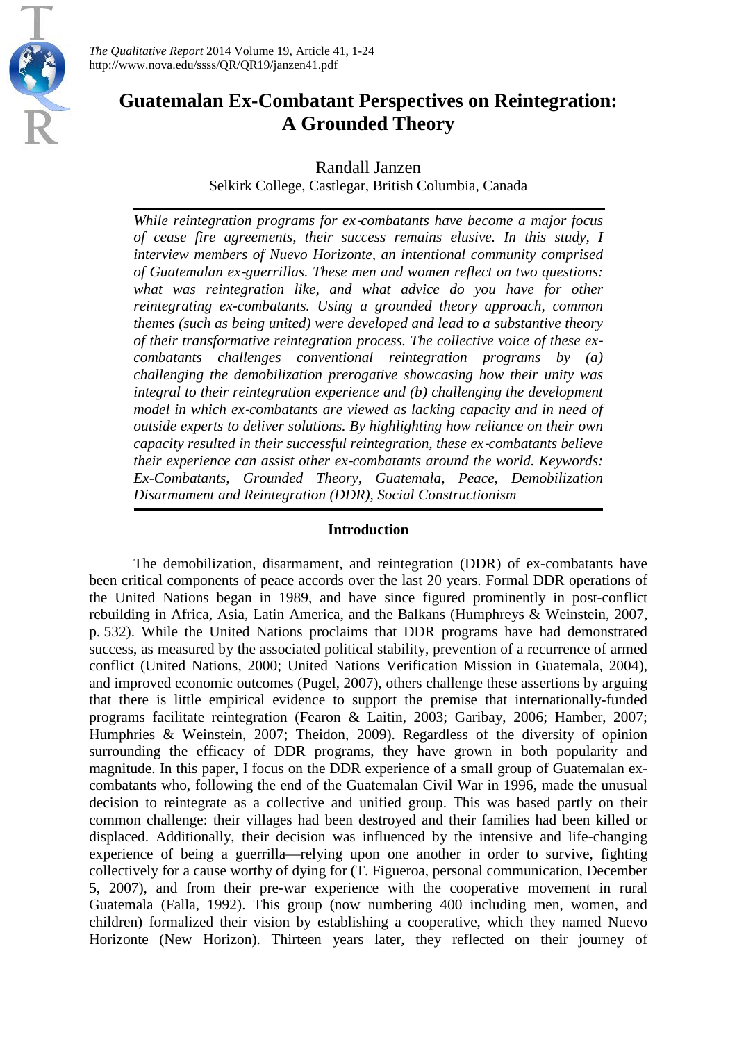# Guatemalan Ex-Combatant Perspectives on Reintegration: A Grounded Theory

Randall Janzen

Selkirk College, Castlegar, British Columbia, Canada

*While reintegration programs for ex-combatants have become a major focus of cease fire agreements, their success remains elusive. In this study, I interview members of Nuevo Horizonte, an intentional community comprised of Guatemalan ex-guerrillas. These men and women reflect on two questions: what was reintegration like, and what advice do you have for other reintegrating ex-combatants. Using a grounded theory approach, common themes (such as being united) were developed and lead to a substantive theory of their transformative reintegration process. The collective voice of these ex-combatants challenges conventional reintegration programs by (a) challenging the demobilization prerogative showcasing how their unity was integral to their reintegration experience and (b) challenging the development model in which ex-combatants are viewed as lacking capacity and in need of outside experts to deliver solutions. By highlighting how reliance on their own capacity resulted in their successful reintegration, these ex-combatants believe their experience can assist other ex-combatants around the world. Keywords: Ex-Combatants, Grounded Theory, Guatemala, Peace, Demobilization Disarmament and Reintegration (DDR), Social Constructionism*

## Introduction

The demobilization, disarmament, and reintegration (DDR) of ex-combatants have been critical components of peace accords over the last 20 years. Formal DDR operations of the United Nations began in 1989, and have since figured prominently in post-conflict rebuilding in Africa, Asia, Latin America, and the Balkans (Humphreys & Weinstein, 2007, p. 532). While the United Nations proclaims that DDR programs have had demonstrated success, as measured by the associated political stability, prevention of a recurrence of armed conflict (United Nations, 2000; United Nations Verification Mission in Guatemala, 2004), and improved economic outcomes (Pugel, 2007), others challenge these assertions by arguing that there is little empirical evidence to support the premise that internationally-funded programs facilitate reintegration (Fearon & Laitin, 2003; Garibay, 2006; Hamber, 2007; Humphries & Weinstein, 2007; Theidon, 2009). Regardless of the diversity of opinion surrounding the efficacy of DDR programs, they have grown in both popularity and magnitude. In this paper, I focus on the DDR experience of a small group of Guatemalan ex-combatants who, following the end of the Guatemalan Civil War in 1996, made the unusual decision to reintegrate as a collective and unified group. This was based partly on their common challenge: their villages had been destroyed and their families had been killed or displaced. Additionally, their decision was influenced by the intensive and life-changing experience of being a guerrilla—relying upon one another in order to survive, fighting collectively for a cause worthy of dying for (T. Figueroa, personal communication, December 5, 2007), and from their pre-war experience with the cooperative movement in rural Guatemala (Falla, 1992). This group (now numbering 400 including men, women, and children) formalized their vision by establishing a cooperative, which they named Nuevo Horizonte (New Horizon). Thirteen years later, they reflected on their journey of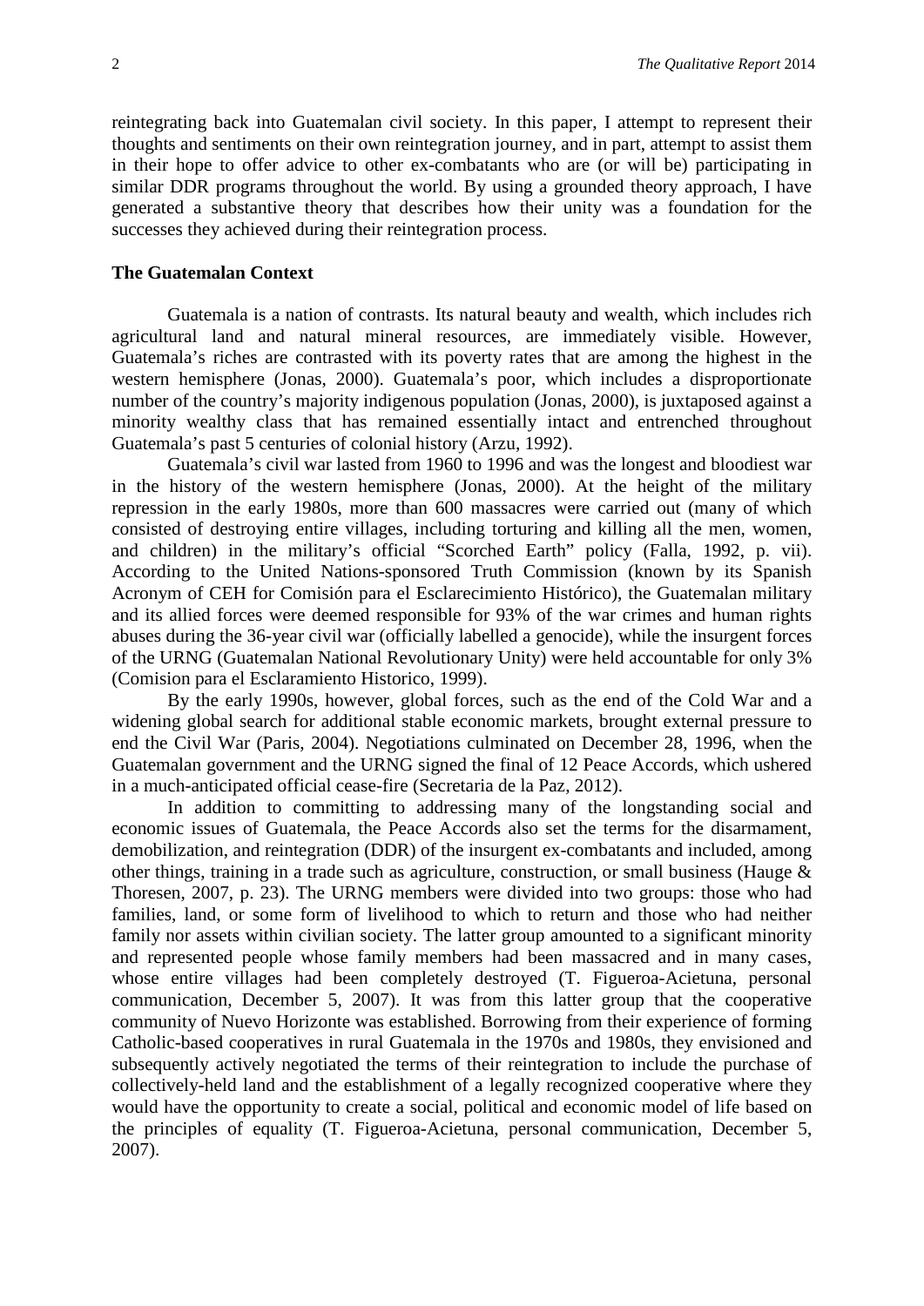reintegrating back into Guatemalan civil society. In this paper, I attempt to represent their thoughts and sentiments on their own reintegration journey, and in part, attempt to assist them in their hope to offer advice to other ex-combatants who are (or will be) participating in similar DDR programs throughout the world. By using a grounded theory approach, I have generated a substantive theory that describes how their unity was a foundation for the successes they achieved during their reintegration process.

**The Guatemalan Context**

Guatemala is a nation of contrasts. Its natural beauty and wealth, which includes rich agricultural land and natural mineral resources, are immediately visible. However, Guatemala's riches are contrasted with its poverty rates that are among the highest in the western hemisphere (Jonas, 2000). Guatemala's poor, which includes a disproportionate number of the country's majority indigenous population (Jonas, 2000), is juxtaposed against a minority wealthy class that has remained essentially intact and entrenched throughout Guatemala's past 5 centuries of colonial history (Arzu, 1992).

Guatemala's civil war lasted from 1960 to 1996 and was the longest and bloodiest war in the history of the western hemisphere (Jonas, 2000). At the height of the military repression in the early 1980s, more than 600 massacres were carried out (many of which consisted of destroying entire villages, including torturing and killing all the men, women, and children) in the military's official "Scorched Earth" policy (Falla, 1992, p. vii). According to the United Nations-sponsored Truth Commission (known by its Spanish Acronym of CEH for Comisión para el Esclarecimiento Histórico), the Guatemalan military and its allied forces were deemed responsible for 93% of the war crimes and human rights abuses during the 36-year civil war (officially labelled a genocide), while the insurgent forces of the URNG (Guatemalan National Revolutionary Unity) were held accountable for only 3% (Comision para el Esclaramiento Historico, 1999).

By the early 1990s, however, global forces, such as the end of the Cold War and a widening global search for additional stable economic markets, brought external pressure to end the Civil War (Paris, 2004). Negotiations culminated on December 28, 1996, when the Guatemalan government and the URNG signed the final of 12 Peace Accords, which ushered in a much-anticipated official cease-fire (Secretaria de la Paz, 2012).

In addition to committing to addressing many of the longstanding social and economic issues of Guatemala, the Peace Accords also set the terms for the disarmament, demobilization, and reintegration (DDR) of the insurgent ex-combatants and included, among other things, training in a trade such as agriculture, construction, or small business (Hauge & Thoresen, 2007, p. 23). The URNG members were divided into two groups: those who had families, land, or some form of livelihood to which to return and those who had neither family nor assets within civilian society. The latter group amounted to a significant minority and represented people whose family members had been massacred and in many cases, whose entire villages had been completely destroyed (T. Figueroa-Acietuna, personal communication, December 5, 2007). It was from this latter group that the cooperative community of Nuevo Horizonte was established. Borrowing from their experience of forming Catholic-based cooperatives in rural Guatemala in the 1970s and 1980s, they envisioned and subsequently actively negotiated the terms of their reintegration to include the purchase of collectively-held land and the establishment of a legally recognized cooperative where they would have the opportunity to create a social, political and economic model of life based on the principles of equality (T. Figueroa-Acietuna, personal communication, December 5, 2007).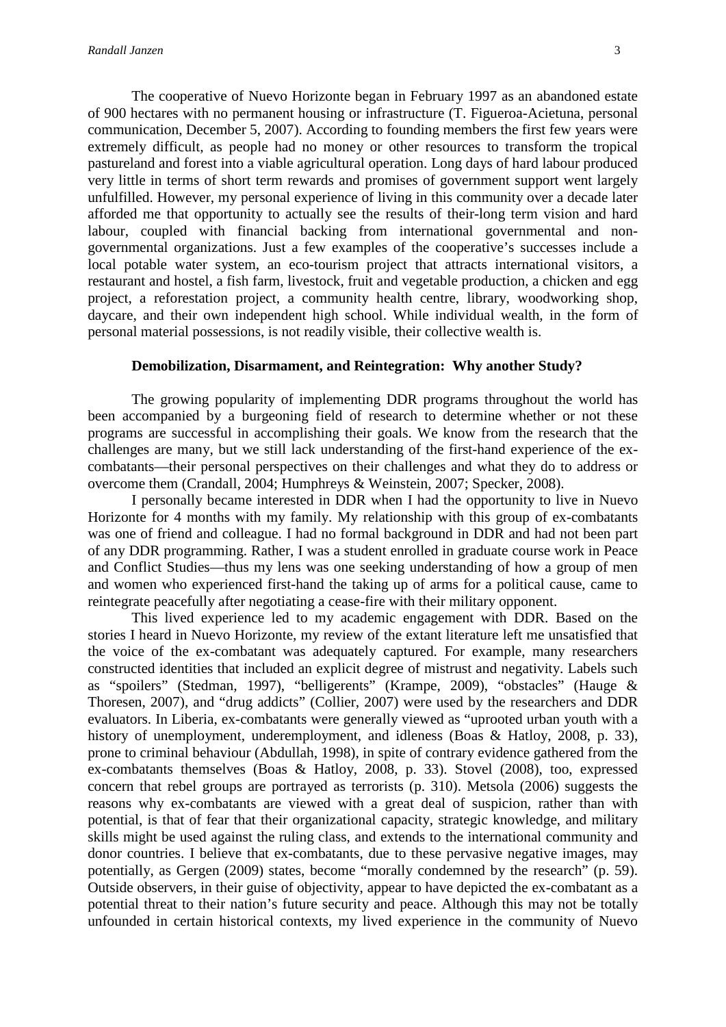The cooperative of Nuevo Horizonte began in February 1997 as an abandoned estate of 900 hectares with no permanent housing or infrastructure (T. Figueroa-Acietuna, personal communication, December 5, 2007). According to founding members the first few years were extremely difficult, as people had no money or other resources to transform the tropical pastureland and forest into a viable agricultural operation. Long days of hard labour produced very little in terms of short term rewards and promises of government support went largely unfulfilled. However, my personal experience of living in this community over a decade later afforded me that opportunity to actually see the results of their-long term vision and hard labour, coupled with financial backing from international governmental and non-governmental organizations. Just a few examples of the cooperative's successes include a local potable water system, an eco-tourism project that attracts international visitors, a restaurant and hostel, a fish farm, livestock, fruit and vegetable production, a chicken and egg project, a reforestation project, a community health centre, library, woodworking shop, daycare, and their own independent high school. While individual wealth, in the form of personal material possessions, is not readily visible, their collective wealth is.

## Demobilization, Disarmament, and Reintegration: Why another Study?

The growing popularity of implementing DDR programs throughout the world has been accompanied by a burgeoning field of research to determine whether or not these programs are successful in accomplishing their goals. We know from the research that the challenges are many, but we still lack understanding of the first-hand experience of the ex-combatants—their personal perspectives on their challenges and what they do to address or overcome them (Crandall, 2004; Humphreys & Weinstein, 2007; Specker, 2008).

I personally became interested in DDR when I had the opportunity to live in Nuevo Horizonte for 4 months with my family. My relationship with this group of ex-combatants was one of friend and colleague. I had no formal background in DDR and had not been part of any DDR programming. Rather, I was a student enrolled in graduate course work in Peace and Conflict Studies—thus my lens was one seeking understanding of how a group of men and women who experienced first-hand the taking up of arms for a political cause, came to reintegrate peacefully after negotiating a cease-fire with their military opponent.

This lived experience led to my academic engagement with DDR. Based on the stories I heard in Nuevo Horizonte, my review of the extant literature left me unsatisfied that the voice of the ex-combatant was adequately captured. For example, many researchers constructed identities that included an explicit degree of mistrust and negativity. Labels such as "spoilers" (Stedman, 1997), "belligerents" (Krampe, 2009), "obstacles" (Hauge & Thoresen, 2007), and "drug addicts" (Collier, 2007) were used by the researchers and DDR evaluators. In Liberia, ex-combatants were generally viewed as "uprooted urban youth with a history of unemployment, underemployment, and idleness (Boas & Hatloy, 2008, p. 33), prone to criminal behaviour (Abdullah, 1998), in spite of contrary evidence gathered from the ex-combatants themselves (Boas & Hatloy, 2008, p. 33). Stovel (2008), too, expressed concern that rebel groups are portrayed as terrorists (p. 310). Metsola (2006) suggests the reasons why ex-combatants are viewed with a great deal of suspicion, rather than with potential, is that of fear that their organizational capacity, strategic knowledge, and military skills might be used against the ruling class, and extends to the international community and donor countries. I believe that ex-combatants, due to these pervasive negative images, may potentially, as Gergen (2009) states, become "morally condemned by the research" (p. 59). Outside observers, in their guise of objectivity, appear to have depicted the ex-combatant as a potential threat to their nation's future security and peace. Although this may not be totally unfounded in certain historical contexts, my lived experience in the community of Nuevo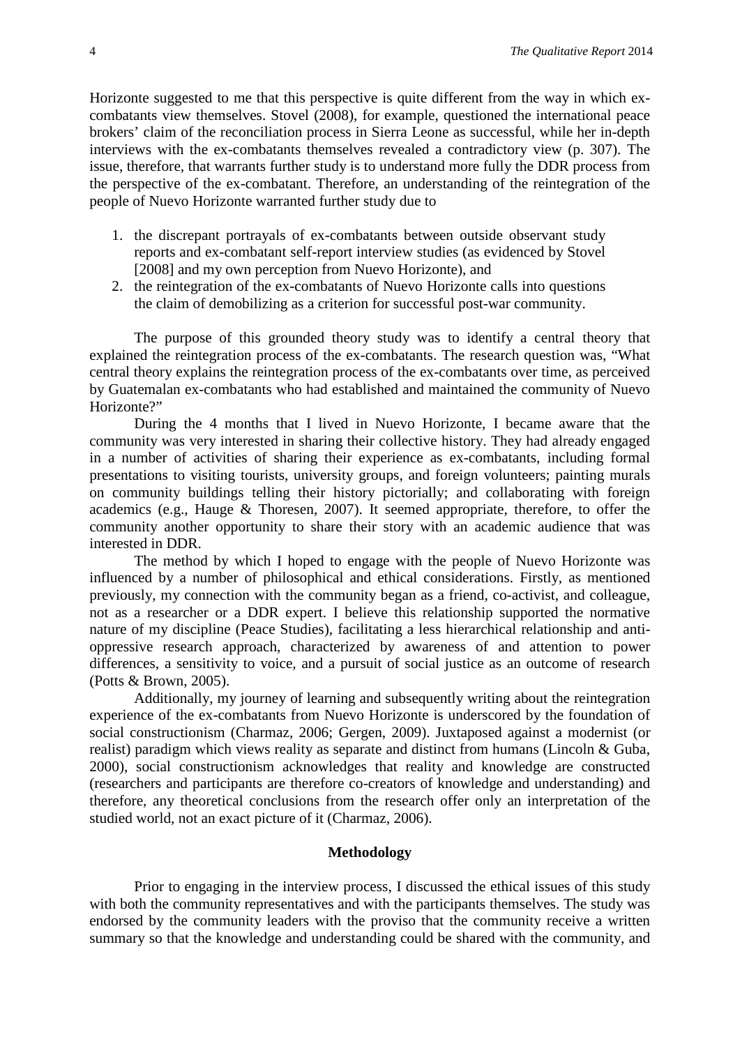Horizonte suggested to me that this perspective is quite different from the way in which ex-combatants view themselves. Stovel (2008), for example, questioned the international peace brokers' claim of the reconciliation process in Sierra Leone as successful, while her in-depth interviews with the ex-combatants themselves revealed a contradictory view (p. 307). The issue, therefore, that warrants further study is to understand more fully the DDR process from the perspective of the ex-combatant. Therefore, an understanding of the reintegration of the people of Nuevo Horizonte warranted further study due to

1. the discrepant portrayals of ex-combatants between outside observant study reports and ex-combatant self-report interview studies (as evidenced by Stovel [2008] and my own perception from Nuevo Horizonte), and
2. the reintegration of the ex-combatants of Nuevo Horizonte calls into questions the claim of demobilizing as a criterion for successful post-war community.

The purpose of this grounded theory study was to identify a central theory that explained the reintegration process of the ex-combatants. The research question was, "What central theory explains the reintegration process of the ex-combatants over time, as perceived by Guatemalan ex-combatants who had established and maintained the community of Nuevo Horizonte?"

During the 4 months that I lived in Nuevo Horizonte, I became aware that the community was very interested in sharing their collective history. They had already engaged in a number of activities of sharing their experience as ex-combatants, including formal presentations to visiting tourists, university groups, and foreign volunteers; painting murals on community buildings telling their history pictorially; and collaborating with foreign academics (e.g., Hauge & Thoresen, 2007). It seemed appropriate, therefore, to offer the community another opportunity to share their story with an academic audience that was interested in DDR.

The method by which I hoped to engage with the people of Nuevo Horizonte was influenced by a number of philosophical and ethical considerations. Firstly, as mentioned previously, my connection with the community began as a friend, co-activist, and colleague, not as a researcher or a DDR expert. I believe this relationship supported the normative nature of my discipline (Peace Studies), facilitating a less hierarchical relationship and anti-oppressive research approach, characterized by awareness of and attention to power differences, a sensitivity to voice, and a pursuit of social justice as an outcome of research (Potts & Brown, 2005).

Additionally, my journey of learning and subsequently writing about the reintegration experience of the ex-combatants from Nuevo Horizonte is underscored by the foundation of social constructionism (Charmaz, 2006; Gergen, 2009). Juxtaposed against a modernist (or realist) paradigm which views reality as separate and distinct from humans (Lincoln & Guba, 2000), social constructionism acknowledges that reality and knowledge are constructed (researchers and participants are therefore co-creators of knowledge and understanding) and therefore, any theoretical conclusions from the research offer only an interpretation of the studied world, not an exact picture of it (Charmaz, 2006).

## Methodology

Prior to engaging in the interview process, I discussed the ethical issues of this study with both the community representatives and with the participants themselves. The study was endorsed by the community leaders with the proviso that the community receive a written summary so that the knowledge and understanding could be shared with the community, and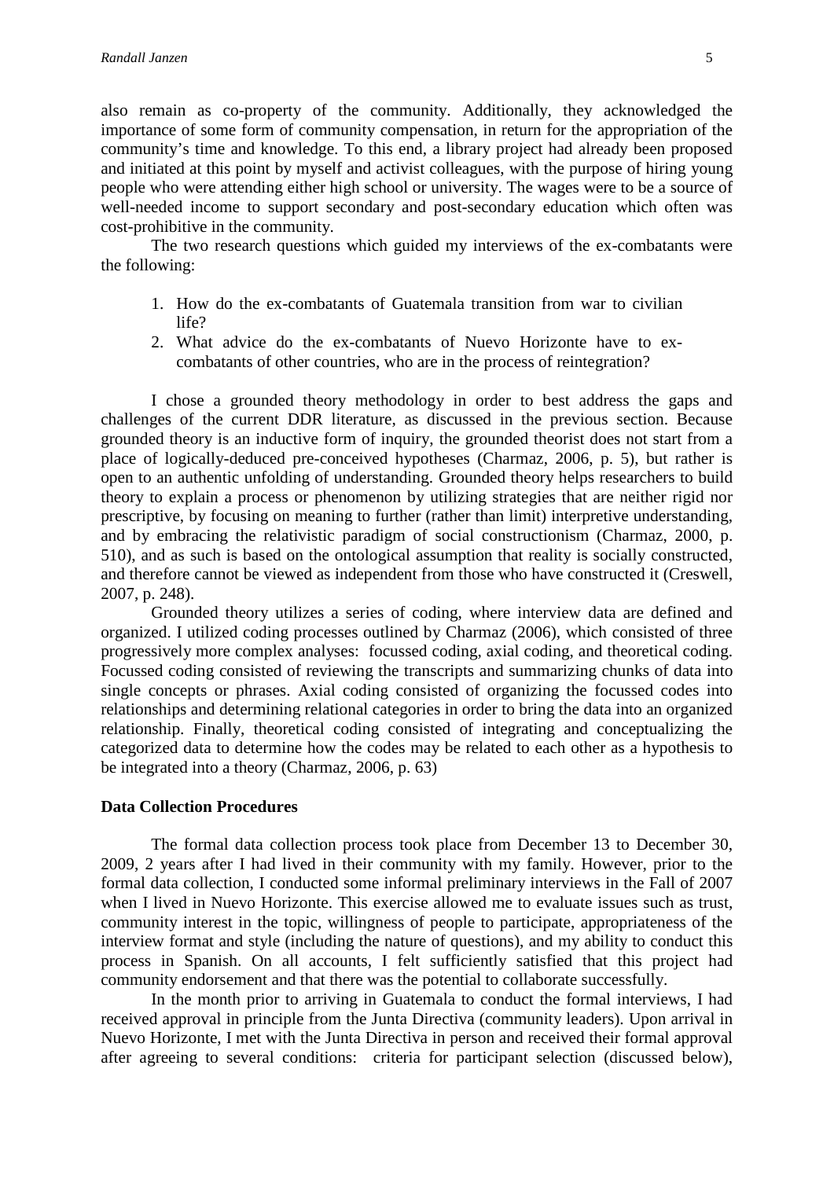also remain as co-property of the community. Additionally, they acknowledged the importance of some form of community compensation, in return for the appropriation of the community's time and knowledge. To this end, a library project had already been proposed and initiated at this point by myself and activist colleagues, with the purpose of hiring young people who were attending either high school or university. The wages were to be a source of well-needed income to support secondary and post-secondary education which often was cost-prohibitive in the community.

The two research questions which guided my interviews of the ex-combatants were the following:

1. How do the ex-combatants of Guatemala transition from war to civilian life?
2. What advice do the ex-combatants of Nuevo Horizonte have to ex-combatants of other countries, who are in the process of reintegration?

I chose a grounded theory methodology in order to best address the gaps and challenges of the current DDR literature, as discussed in the previous section. Because grounded theory is an inductive form of inquiry, the grounded theorist does not start from a place of logically-deduced pre-conceived hypotheses (Charmaz, 2006, p. 5), but rather is open to an authentic unfolding of understanding. Grounded theory helps researchers to build theory to explain a process or phenomenon by utilizing strategies that are neither rigid nor prescriptive, by focusing on meaning to further (rather than limit) interpretive understanding, and by embracing the relativistic paradigm of social constructionism (Charmaz, 2000, p. 510), and as such is based on the ontological assumption that reality is socially constructed, and therefore cannot be viewed as independent from those who have constructed it (Creswell, 2007, p. 248).

Grounded theory utilizes a series of coding, where interview data are defined and organized. I utilized coding processes outlined by Charmaz (2006), which consisted of three progressively more complex analyses: focussed coding, axial coding, and theoretical coding. Focussed coding consisted of reviewing the transcripts and summarizing chunks of data into single concepts or phrases. Axial coding consisted of organizing the focussed codes into relationships and determining relational categories in order to bring the data into an organized relationship. Finally, theoretical coding consisted of integrating and conceptualizing the categorized data to determine how the codes may be related to each other as a hypothesis to be integrated into a theory (Charmaz, 2006, p. 63)

**Data Collection Procedures**

The formal data collection process took place from December 13 to December 30, 2009, 2 years after I had lived in their community with my family. However, prior to the formal data collection, I conducted some informal preliminary interviews in the Fall of 2007 when I lived in Nuevo Horizonte. This exercise allowed me to evaluate issues such as trust, community interest in the topic, willingness of people to participate, appropriateness of the interview format and style (including the nature of questions), and my ability to conduct this process in Spanish. On all accounts, I felt sufficiently satisfied that this project had community endorsement and that there was the potential to collaborate successfully.

In the month prior to arriving in Guatemala to conduct the formal interviews, I had received approval in principle from the Junta Directiva (community leaders). Upon arrival in Nuevo Horizonte, I met with the Junta Directiva in person and received their formal approval after agreeing to several conditions: criteria for participant selection (discussed below),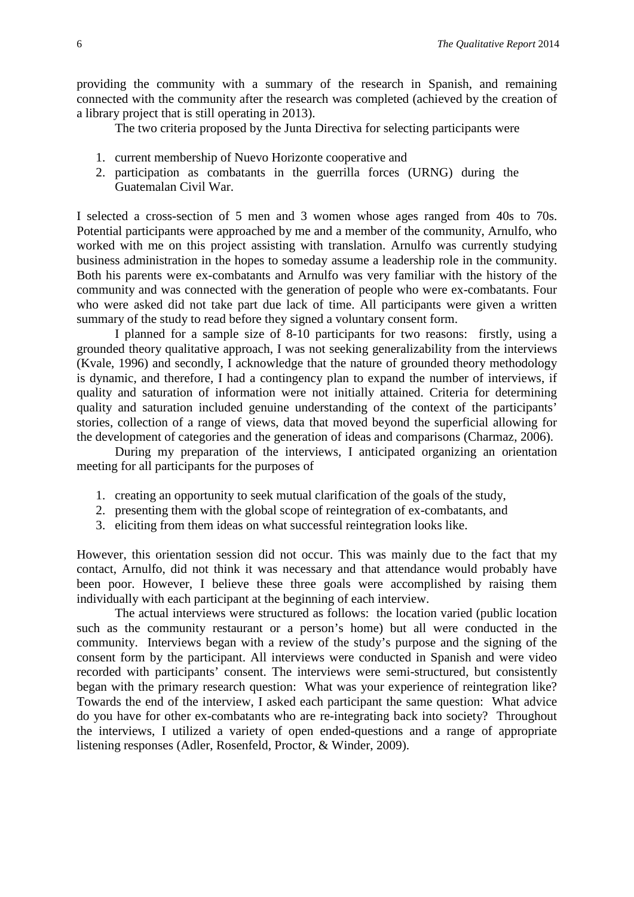providing the community with a summary of the research in Spanish, and remaining connected with the community after the research was completed (achieved by the creation of a library project that is still operating in 2013).

The two criteria proposed by the Junta Directiva for selecting participants were

1. current membership of Nuevo Horizonte cooperative and
2. participation as combatants in the guerrilla forces (URNG) during the Guatemalan Civil War.

I selected a cross-section of 5 men and 3 women whose ages ranged from 40s to 70s. Potential participants were approached by me and a member of the community, Arnulfo, who worked with me on this project assisting with translation. Arnulfo was currently studying business administration in the hopes to someday assume a leadership role in the community. Both his parents were ex-combatants and Arnulfo was very familiar with the history of the community and was connected with the generation of people who were ex-combatants. Four who were asked did not take part due lack of time. All participants were given a written summary of the study to read before they signed a voluntary consent form.

I planned for a sample size of 8-10 participants for two reasons: firstly, using a grounded theory qualitative approach, I was not seeking generalizability from the interviews (Kvale, 1996) and secondly, I acknowledge that the nature of grounded theory methodology is dynamic, and therefore, I had a contingency plan to expand the number of interviews, if quality and saturation of information were not initially attained. Criteria for determining quality and saturation included genuine understanding of the context of the participants' stories, collection of a range of views, data that moved beyond the superficial allowing for the development of categories and the generation of ideas and comparisons (Charmaz, 2006).

During my preparation of the interviews, I anticipated organizing an orientation meeting for all participants for the purposes of

1. creating an opportunity to seek mutual clarification of the goals of the study,
2. presenting them with the global scope of reintegration of ex-combatants, and
3. eliciting from them ideas on what successful reintegration looks like.

However, this orientation session did not occur. This was mainly due to the fact that my contact, Arnulfo, did not think it was necessary and that attendance would probably have been poor. However, I believe these three goals were accomplished by raising them individually with each participant at the beginning of each interview.

The actual interviews were structured as follows: the location varied (public location such as the community restaurant or a person's home) but all were conducted in the community. Interviews began with a review of the study's purpose and the signing of the consent form by the participant. All interviews were conducted in Spanish and were video recorded with participants' consent. The interviews were semi-structured, but consistently began with the primary research question: What was your experience of reintegration like? Towards the end of the interview, I asked each participant the same question: What advice do you have for other ex-combatants who are re-integrating back into society? Throughout the interviews, I utilized a variety of open ended-questions and a range of appropriate listening responses (Adler, Rosenfeld, Proctor, & Winder, 2009).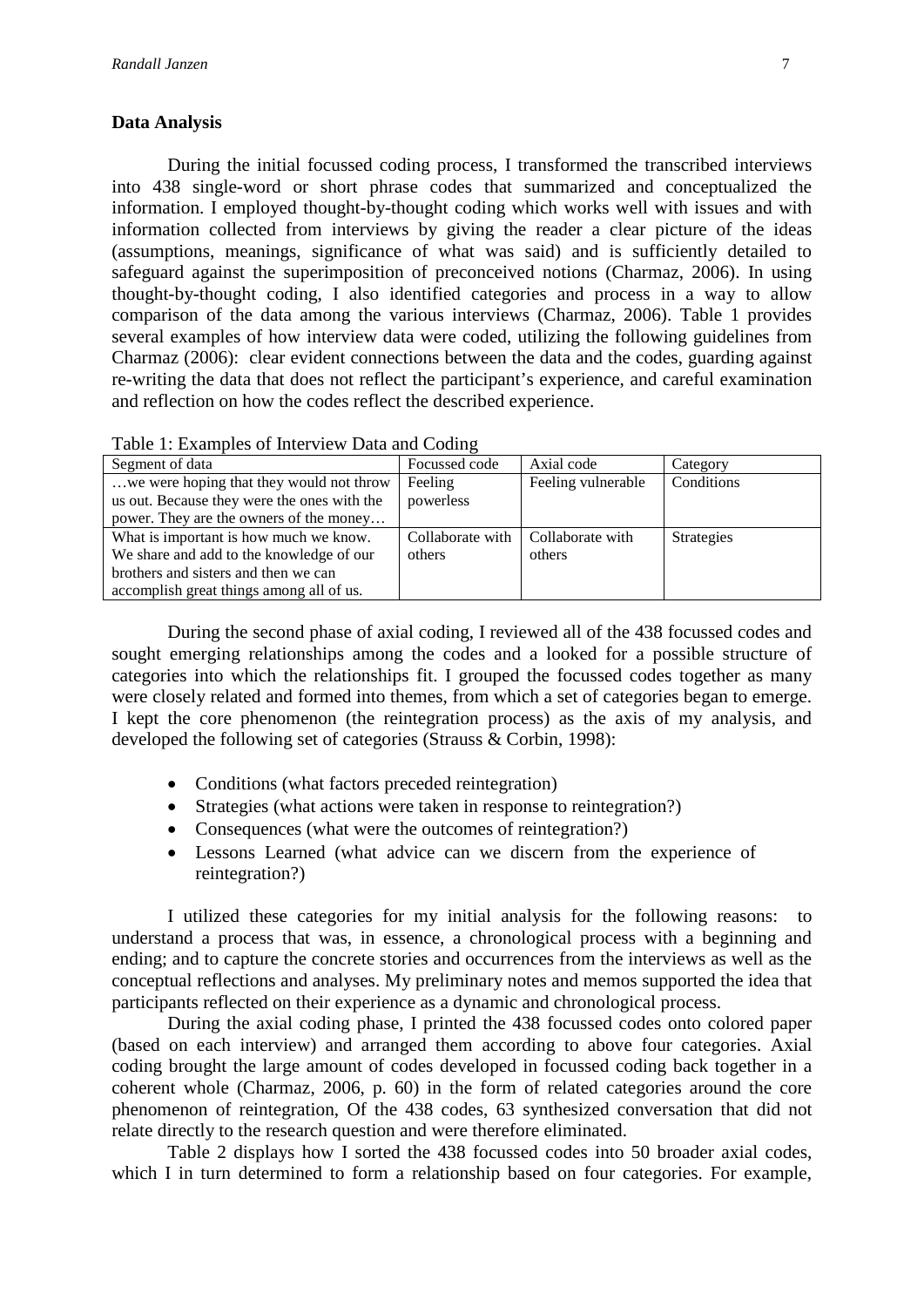### Data Analysis

During the initial focussed coding process, I transformed the transcribed interviews into 438 single-word or short phrase codes that summarized and conceptualized the information. I employed thought-by-thought coding which works well with issues and with information collected from interviews by giving the reader a clear picture of the ideas (assumptions, meanings, significance of what was said) and is sufficiently detailed to safeguard against the superimposition of preconceived notions (Charmaz, 2006). In using thought-by-thought coding, I also identified categories and process in a way to allow comparison of the data among the various interviews (Charmaz, 2006). Table 1 provides several examples of how interview data were coded, utilizing the following guidelines from Charmaz (2006): clear evident connections between the data and the codes, guarding against re-writing the data that does not reflect the participant's experience, and careful examination and reflection on how the codes reflect the described experience.

Table 1: Examples of Interview Data and Coding

| Segment of data | Focussed code | Axial code | Category |
|---|---|---|---|
| …we were hoping that they would not throw us out. Because they were the ones with the power. They are the owners of the money… | Feeling powerless | Feeling vulnerable | Conditions |
| What is important is how much we know. We share and add to the knowledge of our brothers and sisters and then we can accomplish great things among all of us. | Collaborate with others | Collaborate with others | Strategies |

During the second phase of axial coding, I reviewed all of the 438 focussed codes and sought emerging relationships among the codes and a looked for a possible structure of categories into which the relationships fit. I grouped the focussed codes together as many were closely related and formed into themes, from which a set of categories began to emerge. I kept the core phenomenon (the reintegration process) as the axis of my analysis, and developed the following set of categories (Strauss & Corbin, 1998):

- Conditions (what factors preceded reintegration)
- Strategies (what actions were taken in response to reintegration?)
- Consequences (what were the outcomes of reintegration?)
- Lessons Learned (what advice can we discern from the experience of reintegration?)

I utilized these categories for my initial analysis for the following reasons: to understand a process that was, in essence, a chronological process with a beginning and ending; and to capture the concrete stories and occurrences from the interviews as well as the conceptual reflections and analyses. My preliminary notes and memos supported the idea that participants reflected on their experience as a dynamic and chronological process.

During the axial coding phase, I printed the 438 focussed codes onto colored paper (based on each interview) and arranged them according to above four categories. Axial coding brought the large amount of codes developed in focussed coding back together in a coherent whole (Charmaz, 2006, p. 60) in the form of related categories around the core phenomenon of reintegration, Of the 438 codes, 63 synthesized conversation that did not relate directly to the research question and were therefore eliminated.

Table 2 displays how I sorted the 438 focussed codes into 50 broader axial codes, which I in turn determined to form a relationship based on four categories. For example,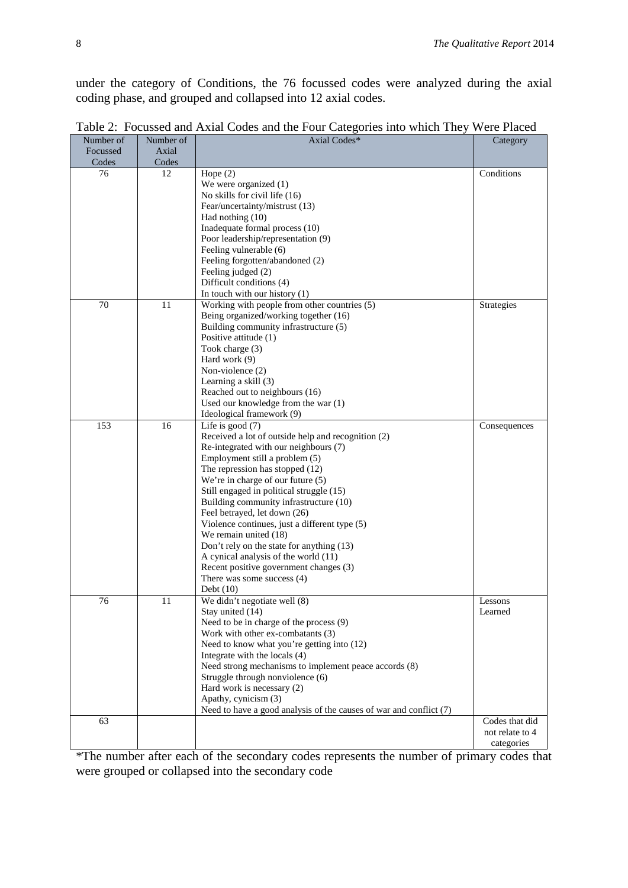under the category of Conditions, the 76 focussed codes were analyzed during the axial coding phase, and grouped and collapsed into 12 axial codes.

Table 2: Focussed and Axial Codes and the Four Categories into which They Were Placed

| Number of Focussed Codes | Number of Axial Codes | Axial Codes* | Category |
|---|---|---|---|
| 76 | 12 | Hope (2)<br>We were organized (1)<br>No skills for civil life (16)<br>Fear/uncertainty/mistrust (13)<br>Had nothing (10)<br>Inadequate formal process (10)<br>Poor leadership/representation (9)<br>Feeling vulnerable (6)<br>Feeling forgotten/abandoned (2)<br>Feeling judged (2)<br>Difficult conditions (4)<br>In touch with our history (1) | Conditions |
| 70 | 11 | Working with people from other countries (5)<br>Being organized/working together (16)<br>Building community infrastructure (5)<br>Positive attitude (1)<br>Took charge (3)<br>Hard work (9)<br>Non-violence (2)<br>Learning a skill (3)<br>Reached out to neighbours (16)<br>Used our knowledge from the war (1)<br>Ideological framework (9) | Strategies |
| 153 | 16 | Life is good (7)<br>Received a lot of outside help and recognition (2)<br>Re-integrated with our neighbours (7)<br>Employment still a problem (5)<br>The repression has stopped (12)<br>We're in charge of our future (5)<br>Still engaged in political struggle (15)<br>Building community infrastructure (10)<br>Feel betrayed, let down (26)<br>Violence continues, just a different type (5)<br>We remain united (18)<br>Don't rely on the state for anything (13)<br>A cynical analysis of the world (11)<br>Recent positive government changes (3)<br>There was some success (4)<br>Debt (10) | Consequences |
| 76 | 11 | We didn't negotiate well (8)<br>Stay united (14)<br>Need to be in charge of the process (9)<br>Work with other ex-combatants (3)<br>Need to know what you're getting into (12)<br>Integrate with the locals (4)<br>Need strong mechanisms to implement peace accords (8)<br>Struggle through nonviolence (6)<br>Hard work is necessary (2)<br>Apathy, cynicism (3)<br>Need to have a good analysis of the causes of war and conflict (7) | Lessons Learned |
| 63 | | | Codes that did not relate to 4 categories |

*The number after each of the secondary codes represents the number of primary codes that were grouped or collapsed into the secondary code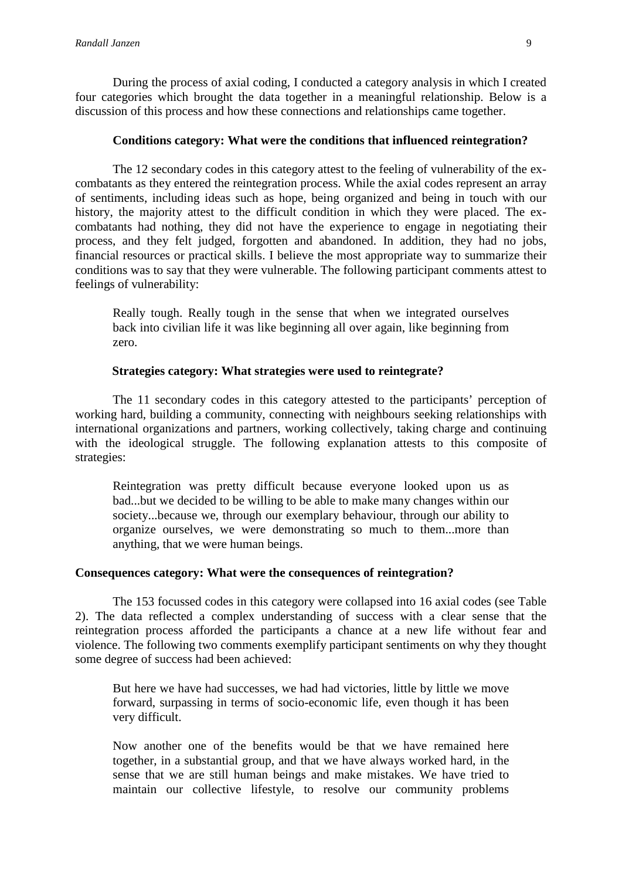During the process of axial coding, I conducted a category analysis in which I created four categories which brought the data together in a meaningful relationship. Below is a discussion of this process and how these connections and relationships came together.

### Conditions category: What were the conditions that influenced reintegration?

The 12 secondary codes in this category attest to the feeling of vulnerability of the ex-combatants as they entered the reintegration process. While the axial codes represent an array of sentiments, including ideas such as hope, being organized and being in touch with our history, the majority attest to the difficult condition in which they were placed. The ex-combatants had nothing, they did not have the experience to engage in negotiating their process, and they felt judged, forgotten and abandoned. In addition, they had no jobs, financial resources or practical skills. I believe the most appropriate way to summarize their conditions was to say that they were vulnerable. The following participant comments attest to feelings of vulnerability:

> Really tough. Really tough in the sense that when we integrated ourselves back into civilian life it was like beginning all over again, like beginning from zero.

### Strategies category: What strategies were used to reintegrate?

The 11 secondary codes in this category attested to the participants' perception of working hard, building a community, connecting with neighbours seeking relationships with international organizations and partners, working collectively, taking charge and continuing with the ideological struggle. The following explanation attests to this composite of strategies:

> Reintegration was pretty difficult because everyone looked upon us as bad...but we decided to be willing to be able to make many changes within our society...because we, through our exemplary behaviour, through our ability to organize ourselves, we were demonstrating so much to them...more than anything, that we were human beings.

### Consequences category: What were the consequences of reintegration?

The 153 focussed codes in this category were collapsed into 16 axial codes (see Table 2). The data reflected a complex understanding of success with a clear sense that the reintegration process afforded the participants a chance at a new life without fear and violence. The following two comments exemplify participant sentiments on why they thought some degree of success had been achieved:

> But here we have had successes, we had had victories, little by little we move forward, surpassing in terms of socio-economic life, even though it has been very difficult.

> Now another one of the benefits would be that we have remained here together, in a substantial group, and that we have always worked hard, in the sense that we are still human beings and make mistakes. We have tried to maintain our collective lifestyle, to resolve our community problems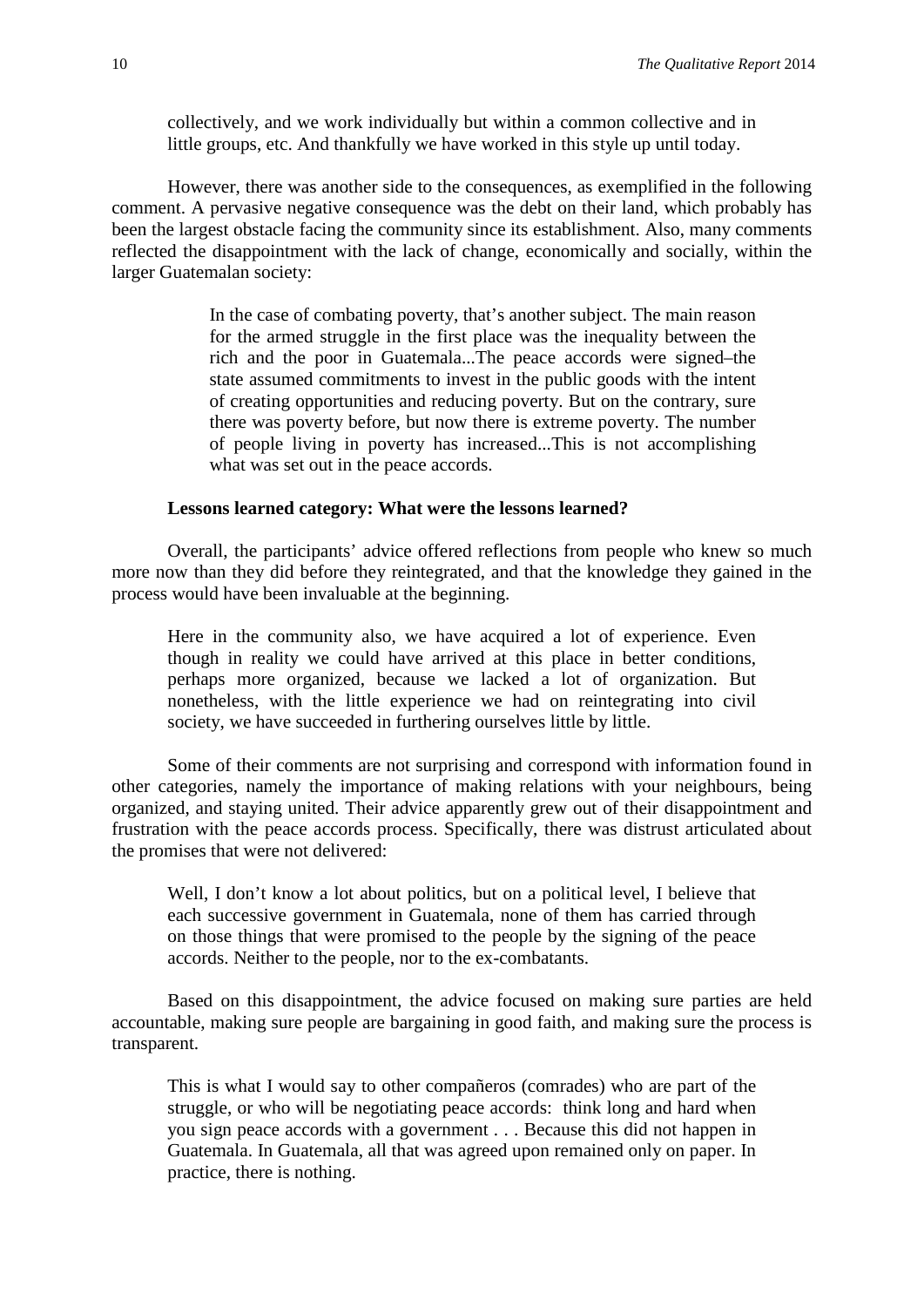> collectively, and we work individually but within a common collective and in little groups, etc. And thankfully we have worked in this style up until today.

However, there was another side to the consequences, as exemplified in the following comment. A pervasive negative consequence was the debt on their land, which probably has been the largest obstacle facing the community since its establishment. Also, many comments reflected the disappointment with the lack of change, economically and socially, within the larger Guatemalan society:

> In the case of combating poverty, that's another subject. The main reason for the armed struggle in the first place was the inequality between the rich and the poor in Guatemala...The peace accords were signed–the state assumed commitments to invest in the public goods with the intent of creating opportunities and reducing poverty. But on the contrary, sure there was poverty before, but now there is extreme poverty. The number of people living in poverty has increased...This is not accomplishing what was set out in the peace accords.

**Lessons learned category: What were the lessons learned?**

Overall, the participants' advice offered reflections from people who knew so much more now than they did before they reintegrated, and that the knowledge they gained in the process would have been invaluable at the beginning.

> Here in the community also, we have acquired a lot of experience. Even though in reality we could have arrived at this place in better conditions, perhaps more organized, because we lacked a lot of organization. But nonetheless, with the little experience we had on reintegrating into civil society, we have succeeded in furthering ourselves little by little.

Some of their comments are not surprising and correspond with information found in other categories, namely the importance of making relations with your neighbours, being organized, and staying united. Their advice apparently grew out of their disappointment and frustration with the peace accords process. Specifically, there was distrust articulated about the promises that were not delivered:

> Well, I don't know a lot about politics, but on a political level, I believe that each successive government in Guatemala, none of them has carried through on those things that were promised to the people by the signing of the peace accords. Neither to the people, nor to the ex-combatants.

Based on this disappointment, the advice focused on making sure parties are held accountable, making sure people are bargaining in good faith, and making sure the process is transparent.

> This is what I would say to other compañeros (comrades) who are part of the struggle, or who will be negotiating peace accords: think long and hard when you sign peace accords with a government . . . Because this did not happen in Guatemala. In Guatemala, all that was agreed upon remained only on paper. In practice, there is nothing.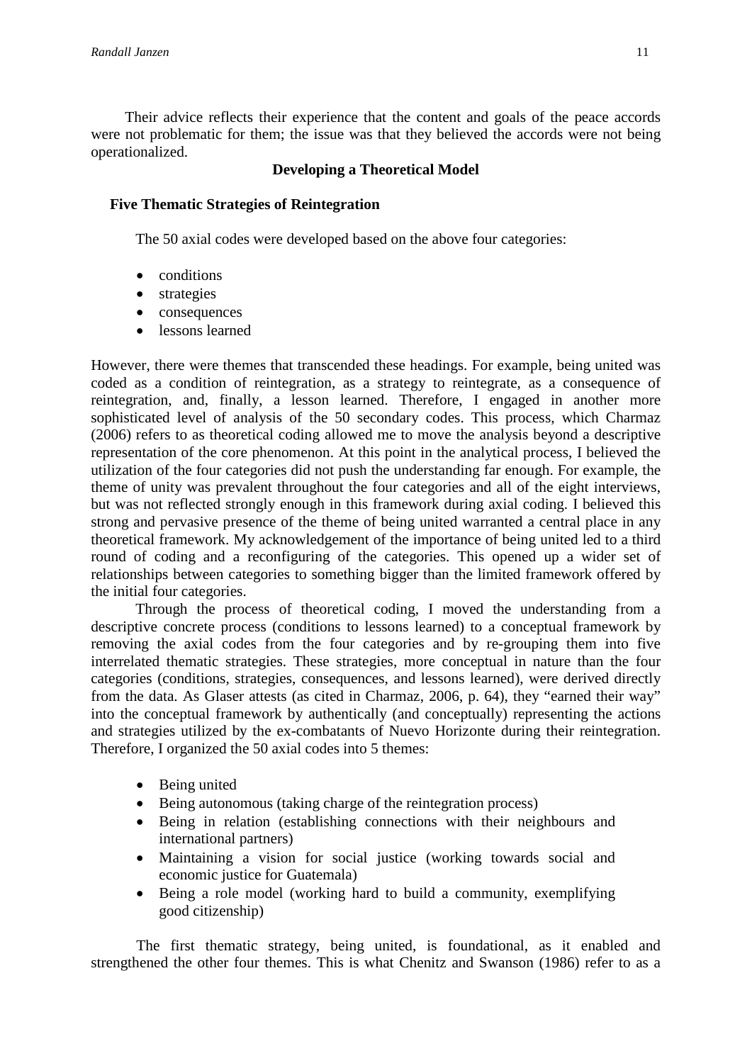Their advice reflects their experience that the content and goals of the peace accords were not problematic for them; the issue was that they believed the accords were not being operationalized.

## Developing a Theoretical Model

### Five Thematic Strategies of Reintegration

The 50 axial codes were developed based on the above four categories:

- conditions
- strategies
- consequences
- lessons learned

However, there were themes that transcended these headings. For example, being united was coded as a condition of reintegration, as a strategy to reintegrate, as a consequence of reintegration, and, finally, a lesson learned. Therefore, I engaged in another more sophisticated level of analysis of the 50 secondary codes. This process, which Charmaz (2006) refers to as theoretical coding allowed me to move the analysis beyond a descriptive representation of the core phenomenon. At this point in the analytical process, I believed the utilization of the four categories did not push the understanding far enough. For example, the theme of unity was prevalent throughout the four categories and all of the eight interviews, but was not reflected strongly enough in this framework during axial coding. I believed this strong and pervasive presence of the theme of being united warranted a central place in any theoretical framework. My acknowledgement of the importance of being united led to a third round of coding and a reconfiguring of the categories. This opened up a wider set of relationships between categories to something bigger than the limited framework offered by the initial four categories.

Through the process of theoretical coding, I moved the understanding from a descriptive concrete process (conditions to lessons learned) to a conceptual framework by removing the axial codes from the four categories and by re-grouping them into five interrelated thematic strategies. These strategies, more conceptual in nature than the four categories (conditions, strategies, consequences, and lessons learned), were derived directly from the data. As Glaser attests (as cited in Charmaz, 2006, p. 64), they "earned their way" into the conceptual framework by authentically (and conceptually) representing the actions and strategies utilized by the ex-combatants of Nuevo Horizonte during their reintegration. Therefore, I organized the 50 axial codes into 5 themes:

- Being united
- Being autonomous (taking charge of the reintegration process)
- Being in relation (establishing connections with their neighbours and international partners)
- Maintaining a vision for social justice (working towards social and economic justice for Guatemala)
- Being a role model (working hard to build a community, exemplifying good citizenship)

The first thematic strategy, being united, is foundational, as it enabled and strengthened the other four themes. This is what Chenitz and Swanson (1986) refer to as a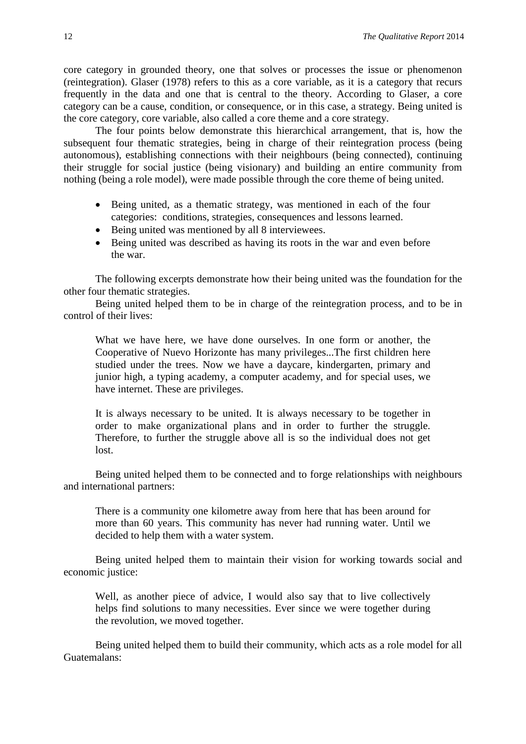core category in grounded theory, one that solves or processes the issue or phenomenon (reintegration). Glaser (1978) refers to this as a core variable, as it is a category that recurs frequently in the data and one that is central to the theory. According to Glaser, a core category can be a cause, condition, or consequence, or in this case, a strategy. Being united is the core category, core variable, also called a core theme and a core strategy.

The four points below demonstrate this hierarchical arrangement, that is, how the subsequent four thematic strategies, being in charge of their reintegration process (being autonomous), establishing connections with their neighbours (being connected), continuing their struggle for social justice (being visionary) and building an entire community from nothing (being a role model), were made possible through the core theme of being united.

- Being united, as a thematic strategy, was mentioned in each of the four categories: conditions, strategies, consequences and lessons learned.
- Being united was mentioned by all 8 interviewees.
- Being united was described as having its roots in the war and even before the war.

The following excerpts demonstrate how their being united was the foundation for the other four thematic strategies.

Being united helped them to be in charge of the reintegration process, and to be in control of their lives:

> What we have here, we have done ourselves. In one form or another, the Cooperative of Nuevo Horizonte has many privileges...The first children here studied under the trees. Now we have a daycare, kindergarten, primary and junior high, a typing academy, a computer academy, and for special uses, we have internet. These are privileges.
>
> It is always necessary to be united. It is always necessary to be together in order to make organizational plans and in order to further the struggle. Therefore, to further the struggle above all is so the individual does not get lost.

Being united helped them to be connected and to forge relationships with neighbours and international partners:

> There is a community one kilometre away from here that has been around for more than 60 years. This community has never had running water. Until we decided to help them with a water system.

Being united helped them to maintain their vision for working towards social and economic justice:

> Well, as another piece of advice, I would also say that to live collectively helps find solutions to many necessities. Ever since we were together during the revolution, we moved together.

Being united helped them to build their community, which acts as a role model for all Guatemalans: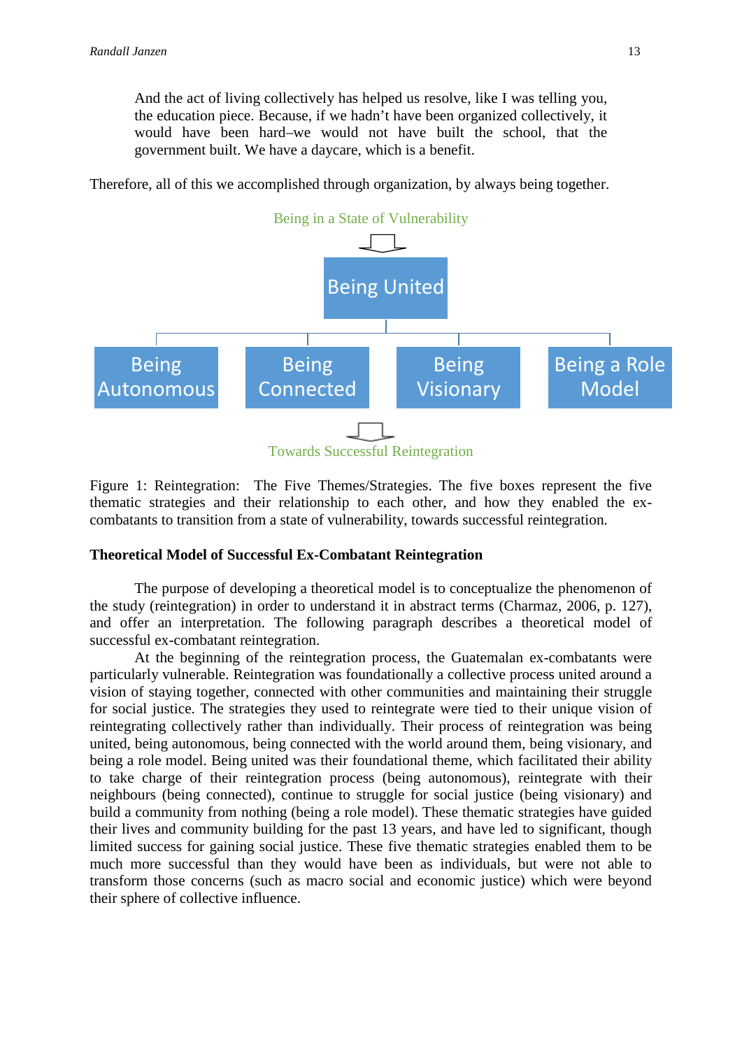> And the act of living collectively has helped us resolve, like I was telling you, the education piece. Because, if we hadn't have been organized collectively, it would have been hard–we would not have built the school, that the government built. We have a daycare, which is a benefit.

Therefore, all of this we accomplished through organization, by always being together.

Being in a State of Vulnerability

Being United

Being Autonomous | Being Connected | Being Visionary | Being a Role Model

Towards Successful Reintegration

Figure 1: Reintegration: The Five Themes/Strategies. The five boxes represent the five thematic strategies and their relationship to each other, and how they enabled the ex-combatants to transition from a state of vulnerability, towards successful reintegration.

**Theoretical Model of Successful Ex-Combatant Reintegration**

The purpose of developing a theoretical model is to conceptualize the phenomenon of the study (reintegration) in order to understand it in abstract terms (Charmaz, 2006, p. 127), and offer an interpretation. The following paragraph describes a theoretical model of successful ex-combatant reintegration.

At the beginning of the reintegration process, the Guatemalan ex-combatants were particularly vulnerable. Reintegration was foundationally a collective process united around a vision of staying together, connected with other communities and maintaining their struggle for social justice. The strategies they used to reintegrate were tied to their unique vision of reintegrating collectively rather than individually. Their process of reintegration was being united, being autonomous, being connected with the world around them, being visionary, and being a role model. Being united was their foundational theme, which facilitated their ability to take charge of their reintegration process (being autonomous), reintegrate with their neighbours (being connected), continue to struggle for social justice (being visionary) and build a community from nothing (being a role model). These thematic strategies have guided their lives and community building for the past 13 years, and have led to significant, though limited success for gaining social justice. These five thematic strategies enabled them to be much more successful than they would have been as individuals, but were not able to transform those concerns (such as macro social and economic justice) which were beyond their sphere of collective influence.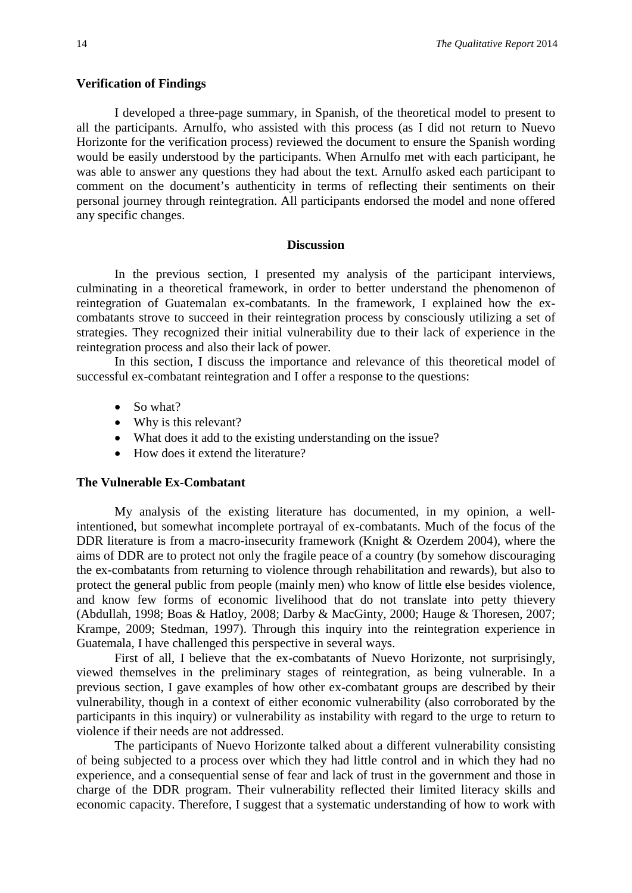### Verification of Findings

I developed a three-page summary, in Spanish, of the theoretical model to present to all the participants. Arnulfo, who assisted with this process (as I did not return to Nuevo Horizonte for the verification process) reviewed the document to ensure the Spanish wording would be easily understood by the participants. When Arnulfo met with each participant, he was able to answer any questions they had about the text. Arnulfo asked each participant to comment on the document's authenticity in terms of reflecting their sentiments on their personal journey through reintegration. All participants endorsed the model and none offered any specific changes.

## Discussion

In the previous section, I presented my analysis of the participant interviews, culminating in a theoretical framework, in order to better understand the phenomenon of reintegration of Guatemalan ex-combatants. In the framework, I explained how the ex-combatants strove to succeed in their reintegration process by consciously utilizing a set of strategies. They recognized their initial vulnerability due to their lack of experience in the reintegration process and also their lack of power.

In this section, I discuss the importance and relevance of this theoretical model of successful ex-combatant reintegration and I offer a response to the questions:

- So what?
- Why is this relevant?
- What does it add to the existing understanding on the issue?
- How does it extend the literature?

### The Vulnerable Ex-Combatant

My analysis of the existing literature has documented, in my opinion, a well-intentioned, but somewhat incomplete portrayal of ex-combatants. Much of the focus of the DDR literature is from a macro-insecurity framework (Knight & Ozerdem 2004), where the aims of DDR are to protect not only the fragile peace of a country (by somehow discouraging the ex-combatants from returning to violence through rehabilitation and rewards), but also to protect the general public from people (mainly men) who know of little else besides violence, and know few forms of economic livelihood that do not translate into petty thievery (Abdullah, 1998; Boas & Hatloy, 2008; Darby & MacGinty, 2000; Hauge & Thoresen, 2007; Krampe, 2009; Stedman, 1997). Through this inquiry into the reintegration experience in Guatemala, I have challenged this perspective in several ways.

First of all, I believe that the ex-combatants of Nuevo Horizonte, not surprisingly, viewed themselves in the preliminary stages of reintegration, as being vulnerable. In a previous section, I gave examples of how other ex-combatant groups are described by their vulnerability, though in a context of either economic vulnerability (also corroborated by the participants in this inquiry) or vulnerability as instability with regard to the urge to return to violence if their needs are not addressed.

The participants of Nuevo Horizonte talked about a different vulnerability consisting of being subjected to a process over which they had little control and in which they had no experience, and a consequential sense of fear and lack of trust in the government and those in charge of the DDR program. Their vulnerability reflected their limited literacy skills and economic capacity. Therefore, I suggest that a systematic understanding of how to work with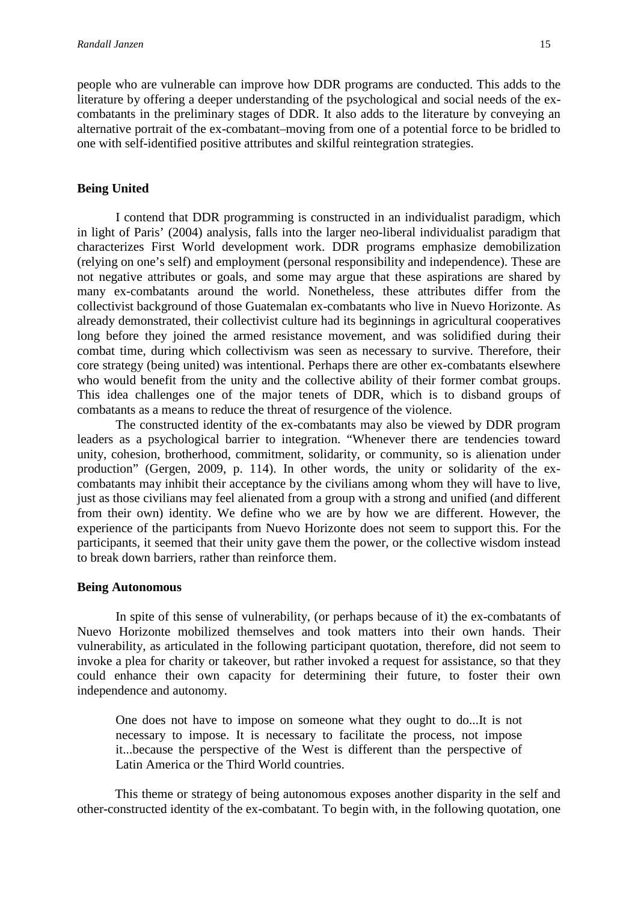people who are vulnerable can improve how DDR programs are conducted. This adds to the literature by offering a deeper understanding of the psychological and social needs of the ex-combatants in the preliminary stages of DDR. It also adds to the literature by conveying an alternative portrait of the ex-combatant–moving from one of a potential force to be bridled to one with self-identified positive attributes and skilful reintegration strategies.

**Being United**

I contend that DDR programming is constructed in an individualist paradigm, which in light of Paris' (2004) analysis, falls into the larger neo-liberal individualist paradigm that characterizes First World development work. DDR programs emphasize demobilization (relying on one's self) and employment (personal responsibility and independence). These are not negative attributes or goals, and some may argue that these aspirations are shared by many ex-combatants around the world. Nonetheless, these attributes differ from the collectivist background of those Guatemalan ex-combatants who live in Nuevo Horizonte. As already demonstrated, their collectivist culture had its beginnings in agricultural cooperatives long before they joined the armed resistance movement, and was solidified during their combat time, during which collectivism was seen as necessary to survive. Therefore, their core strategy (being united) was intentional. Perhaps there are other ex-combatants elsewhere who would benefit from the unity and the collective ability of their former combat groups. This idea challenges one of the major tenets of DDR, which is to disband groups of combatants as a means to reduce the threat of resurgence of the violence.

The constructed identity of the ex-combatants may also be viewed by DDR program leaders as a psychological barrier to integration. "Whenever there are tendencies toward unity, cohesion, brotherhood, commitment, solidarity, or community, so is alienation under production" (Gergen, 2009, p. 114). In other words, the unity or solidarity of the ex-combatants may inhibit their acceptance by the civilians among whom they will have to live, just as those civilians may feel alienated from a group with a strong and unified (and different from their own) identity. We define who we are by how we are different. However, the experience of the participants from Nuevo Horizonte does not seem to support this. For the participants, it seemed that their unity gave them the power, or the collective wisdom instead to break down barriers, rather than reinforce them.

**Being Autonomous**

In spite of this sense of vulnerability, (or perhaps because of it) the ex-combatants of Nuevo Horizonte mobilized themselves and took matters into their own hands. Their vulnerability, as articulated in the following participant quotation, therefore, did not seem to invoke a plea for charity or takeover, but rather invoked a request for assistance, so that they could enhance their own capacity for determining their future, to foster their own independence and autonomy.

> One does not have to impose on someone what they ought to do...It is not necessary to impose. It is necessary to facilitate the process, not impose it...because the perspective of the West is different than the perspective of Latin America or the Third World countries.

This theme or strategy of being autonomous exposes another disparity in the self and other-constructed identity of the ex-combatant. To begin with, in the following quotation, one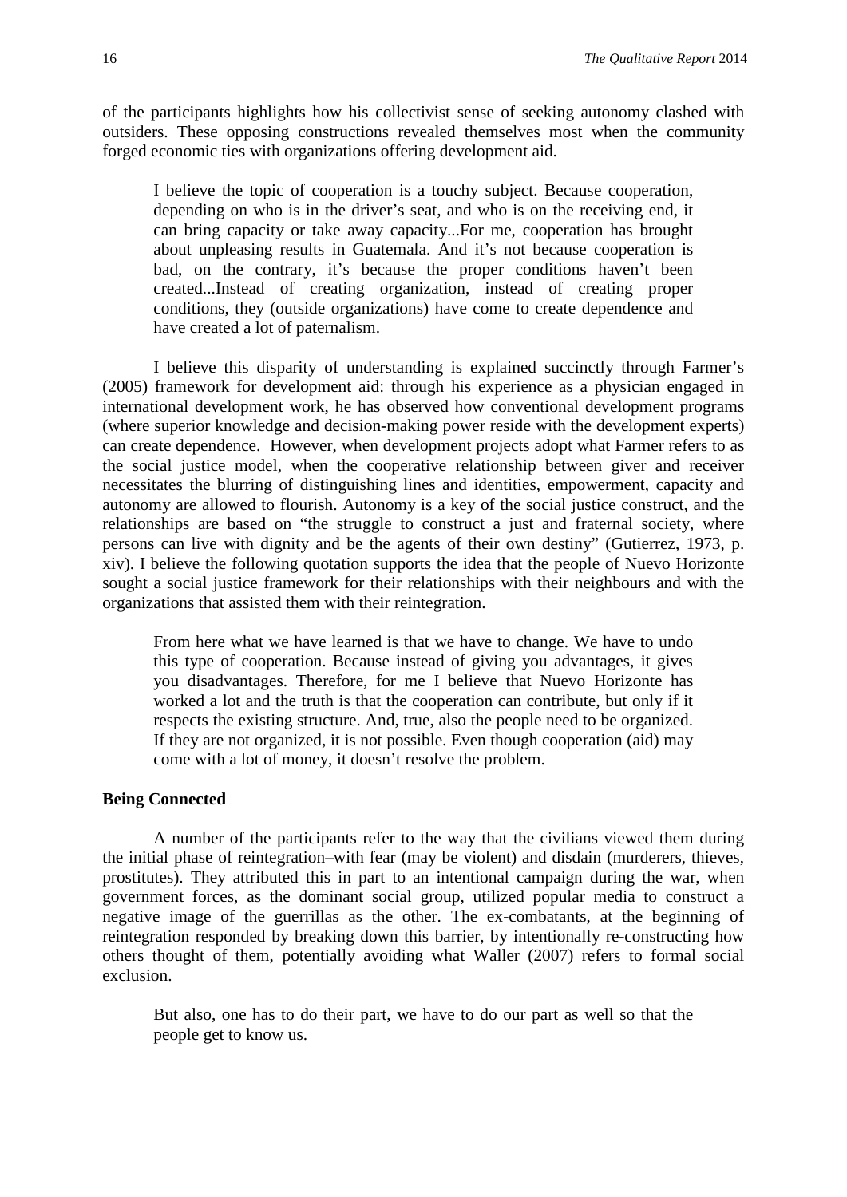of the participants highlights how his collectivist sense of seeking autonomy clashed with outsiders. These opposing constructions revealed themselves most when the community forged economic ties with organizations offering development aid.

> I believe the topic of cooperation is a touchy subject. Because cooperation, depending on who is in the driver's seat, and who is on the receiving end, it can bring capacity or take away capacity...For me, cooperation has brought about unpleasing results in Guatemala. And it's not because cooperation is bad, on the contrary, it's because the proper conditions haven't been created...Instead of creating organization, instead of creating proper conditions, they (outside organizations) have come to create dependence and have created a lot of paternalism.

I believe this disparity of understanding is explained succinctly through Farmer's (2005) framework for development aid: through his experience as a physician engaged in international development work, he has observed how conventional development programs (where superior knowledge and decision-making power reside with the development experts) can create dependence. However, when development projects adopt what Farmer refers to as the social justice model, when the cooperative relationship between giver and receiver necessitates the blurring of distinguishing lines and identities, empowerment, capacity and autonomy are allowed to flourish. Autonomy is a key of the social justice construct, and the relationships are based on "the struggle to construct a just and fraternal society, where persons can live with dignity and be the agents of their own destiny" (Gutierrez, 1973, p. xiv). I believe the following quotation supports the idea that the people of Nuevo Horizonte sought a social justice framework for their relationships with their neighbours and with the organizations that assisted them with their reintegration.

> From here what we have learned is that we have to change. We have to undo this type of cooperation. Because instead of giving you advantages, it gives you disadvantages. Therefore, for me I believe that Nuevo Horizonte has worked a lot and the truth is that the cooperation can contribute, but only if it respects the existing structure. And, true, also the people need to be organized. If they are not organized, it is not possible. Even though cooperation (aid) may come with a lot of money, it doesn't resolve the problem.

**Being Connected**

A number of the participants refer to the way that the civilians viewed them during the initial phase of reintegration–with fear (may be violent) and disdain (murderers, thieves, prostitutes). They attributed this in part to an intentional campaign during the war, when government forces, as the dominant social group, utilized popular media to construct a negative image of the guerrillas as the other. The ex-combatants, at the beginning of reintegration responded by breaking down this barrier, by intentionally re-constructing how others thought of them, potentially avoiding what Waller (2007) refers to formal social exclusion.

> But also, one has to do their part, we have to do our part as well so that the people get to know us.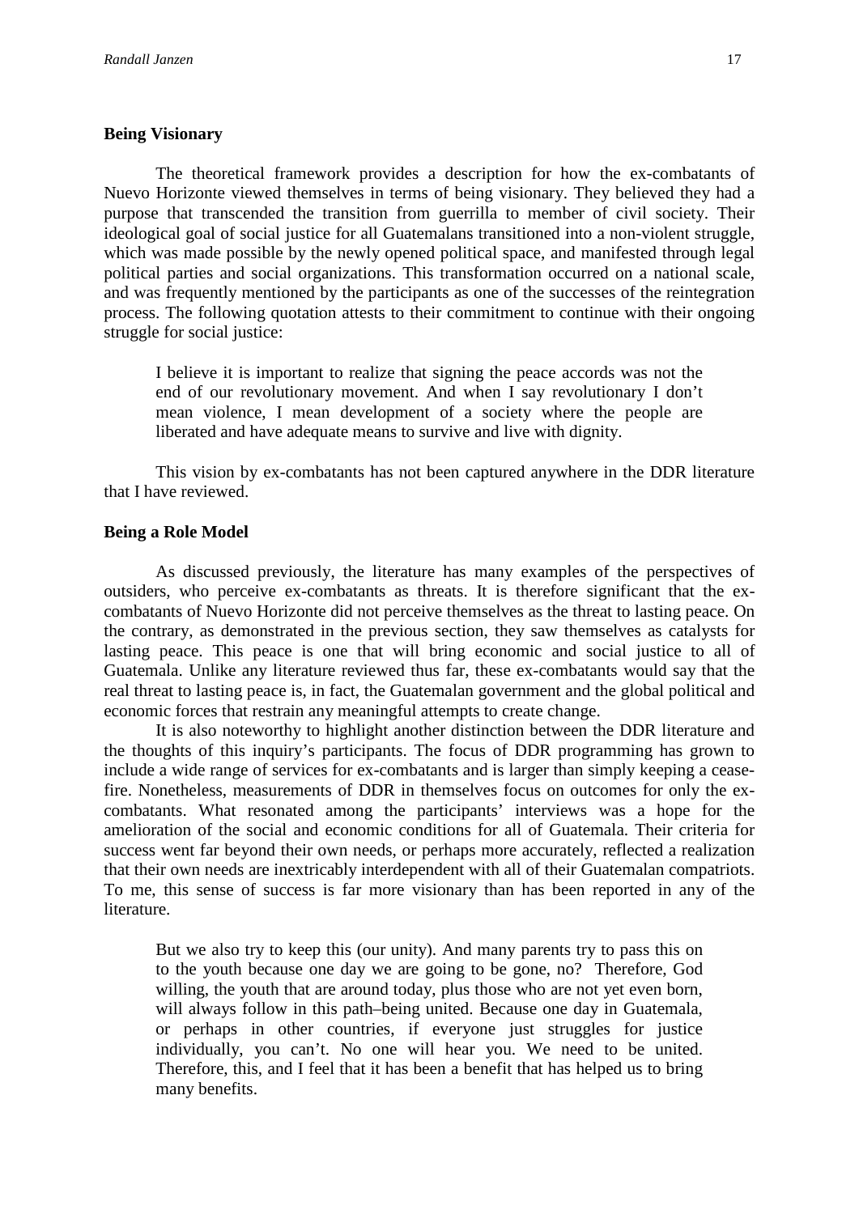## Being Visionary

The theoretical framework provides a description for how the ex-combatants of Nuevo Horizonte viewed themselves in terms of being visionary. They believed they had a purpose that transcended the transition from guerrilla to member of civil society. Their ideological goal of social justice for all Guatemalans transitioned into a non-violent struggle, which was made possible by the newly opened political space, and manifested through legal political parties and social organizations. This transformation occurred on a national scale, and was frequently mentioned by the participants as one of the successes of the reintegration process. The following quotation attests to their commitment to continue with their ongoing struggle for social justice:

> I believe it is important to realize that signing the peace accords was not the end of our revolutionary movement. And when I say revolutionary I don't mean violence, I mean development of a society where the people are liberated and have adequate means to survive and live with dignity.

This vision by ex-combatants has not been captured anywhere in the DDR literature that I have reviewed.

## Being a Role Model

As discussed previously, the literature has many examples of the perspectives of outsiders, who perceive ex-combatants as threats. It is therefore significant that the ex-combatants of Nuevo Horizonte did not perceive themselves as the threat to lasting peace. On the contrary, as demonstrated in the previous section, they saw themselves as catalysts for lasting peace. This peace is one that will bring economic and social justice to all of Guatemala. Unlike any literature reviewed thus far, these ex-combatants would say that the real threat to lasting peace is, in fact, the Guatemalan government and the global political and economic forces that restrain any meaningful attempts to create change.

It is also noteworthy to highlight another distinction between the DDR literature and the thoughts of this inquiry's participants. The focus of DDR programming has grown to include a wide range of services for ex-combatants and is larger than simply keeping a cease-fire. Nonetheless, measurements of DDR in themselves focus on outcomes for only the ex-combatants. What resonated among the participants' interviews was a hope for the amelioration of the social and economic conditions for all of Guatemala. Their criteria for success went far beyond their own needs, or perhaps more accurately, reflected a realization that their own needs are inextricably interdependent with all of their Guatemalan compatriots. To me, this sense of success is far more visionary than has been reported in any of the literature.

> But we also try to keep this (our unity). And many parents try to pass this on to the youth because one day we are going to be gone, no? Therefore, God willing, the youth that are around today, plus those who are not yet even born, will always follow in this path–being united. Because one day in Guatemala, or perhaps in other countries, if everyone just struggles for justice individually, you can't. No one will hear you. We need to be united. Therefore, this, and I feel that it has been a benefit that has helped us to bring many benefits.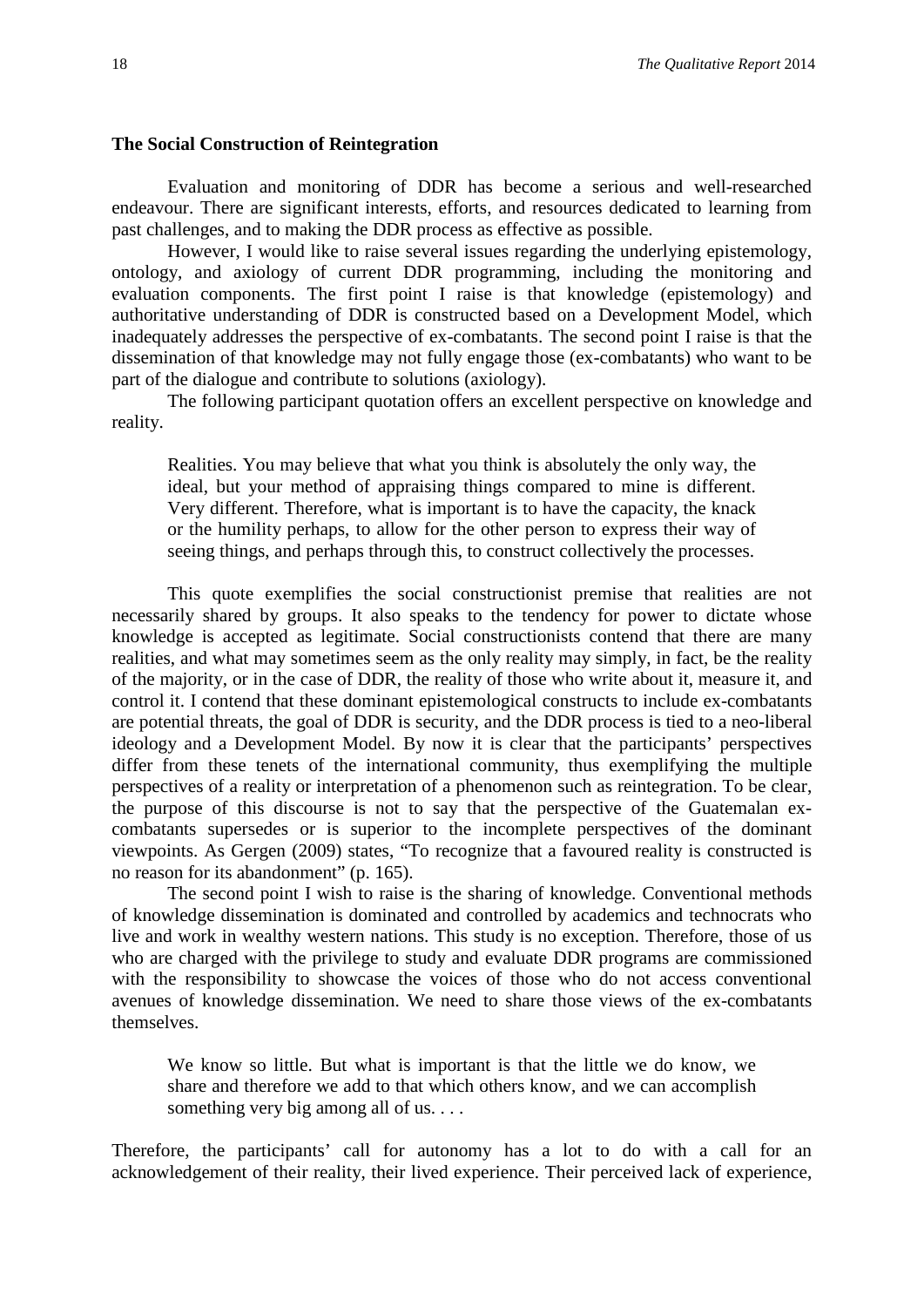### The Social Construction of Reintegration

Evaluation and monitoring of DDR has become a serious and well-researched endeavour. There are significant interests, efforts, and resources dedicated to learning from past challenges, and to making the DDR process as effective as possible.

However, I would like to raise several issues regarding the underlying epistemology, ontology, and axiology of current DDR programming, including the monitoring and evaluation components. The first point I raise is that knowledge (epistemology) and authoritative understanding of DDR is constructed based on a Development Model, which inadequately addresses the perspective of ex-combatants. The second point I raise is that the dissemination of that knowledge may not fully engage those (ex-combatants) who want to be part of the dialogue and contribute to solutions (axiology).

The following participant quotation offers an excellent perspective on knowledge and reality.

> Realities. You may believe that what you think is absolutely the only way, the ideal, but your method of appraising things compared to mine is different. Very different. Therefore, what is important is to have the capacity, the knack or the humility perhaps, to allow for the other person to express their way of seeing things, and perhaps through this, to construct collectively the processes.

This quote exemplifies the social constructionist premise that realities are not necessarily shared by groups. It also speaks to the tendency for power to dictate whose knowledge is accepted as legitimate. Social constructionists contend that there are many realities, and what may sometimes seem as the only reality may simply, in fact, be the reality of the majority, or in the case of DDR, the reality of those who write about it, measure it, and control it. I contend that these dominant epistemological constructs to include ex-combatants are potential threats, the goal of DDR is security, and the DDR process is tied to a neo-liberal ideology and a Development Model. By now it is clear that the participants' perspectives differ from these tenets of the international community, thus exemplifying the multiple perspectives of a reality or interpretation of a phenomenon such as reintegration. To be clear, the purpose of this discourse is not to say that the perspective of the Guatemalan ex-combatants supersedes or is superior to the incomplete perspectives of the dominant viewpoints. As Gergen (2009) states, "To recognize that a favoured reality is constructed is no reason for its abandonment" (p. 165).

The second point I wish to raise is the sharing of knowledge. Conventional methods of knowledge dissemination is dominated and controlled by academics and technocrats who live and work in wealthy western nations. This study is no exception. Therefore, those of us who are charged with the privilege to study and evaluate DDR programs are commissioned with the responsibility to showcase the voices of those who do not access conventional avenues of knowledge dissemination. We need to share those views of the ex-combatants themselves.

> We know so little. But what is important is that the little we do know, we share and therefore we add to that which others know, and we can accomplish something very big among all of us. . . .

Therefore, the participants' call for autonomy has a lot to do with a call for an acknowledgement of their reality, their lived experience. Their perceived lack of experience,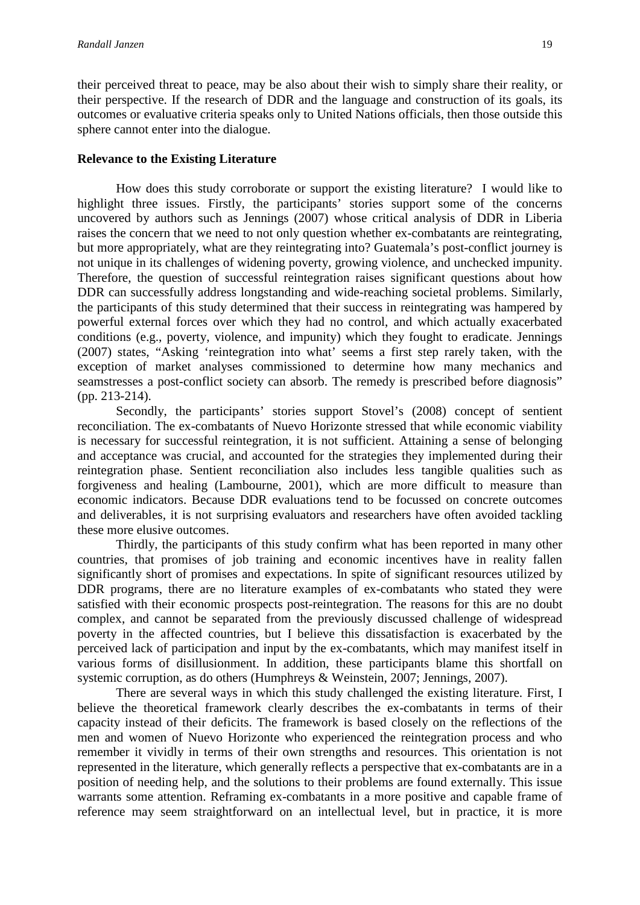their perceived threat to peace, may be also about their wish to simply share their reality, or their perspective. If the research of DDR and the language and construction of its goals, its outcomes or evaluative criteria speaks only to United Nations officials, then those outside this sphere cannot enter into the dialogue.

## Relevance to the Existing Literature

How does this study corroborate or support the existing literature? I would like to highlight three issues. Firstly, the participants' stories support some of the concerns uncovered by authors such as Jennings (2007) whose critical analysis of DDR in Liberia raises the concern that we need to not only question whether ex-combatants are reintegrating, but more appropriately, what are they reintegrating into? Guatemala's post-conflict journey is not unique in its challenges of widening poverty, growing violence, and unchecked impunity. Therefore, the question of successful reintegration raises significant questions about how DDR can successfully address longstanding and wide-reaching societal problems. Similarly, the participants of this study determined that their success in reintegrating was hampered by powerful external forces over which they had no control, and which actually exacerbated conditions (e.g., poverty, violence, and impunity) which they fought to eradicate. Jennings (2007) states, "Asking 'reintegration into what' seems a first step rarely taken, with the exception of market analyses commissioned to determine how many mechanics and seamstresses a post-conflict society can absorb. The remedy is prescribed before diagnosis" (pp. 213-214).

Secondly, the participants' stories support Stovel's (2008) concept of sentient reconciliation. The ex-combatants of Nuevo Horizonte stressed that while economic viability is necessary for successful reintegration, it is not sufficient. Attaining a sense of belonging and acceptance was crucial, and accounted for the strategies they implemented during their reintegration phase. Sentient reconciliation also includes less tangible qualities such as forgiveness and healing (Lambourne, 2001), which are more difficult to measure than economic indicators. Because DDR evaluations tend to be focussed on concrete outcomes and deliverables, it is not surprising evaluators and researchers have often avoided tackling these more elusive outcomes.

Thirdly, the participants of this study confirm what has been reported in many other countries, that promises of job training and economic incentives have in reality fallen significantly short of promises and expectations. In spite of significant resources utilized by DDR programs, there are no literature examples of ex-combatants who stated they were satisfied with their economic prospects post-reintegration. The reasons for this are no doubt complex, and cannot be separated from the previously discussed challenge of widespread poverty in the affected countries, but I believe this dissatisfaction is exacerbated by the perceived lack of participation and input by the ex-combatants, which may manifest itself in various forms of disillusionment. In addition, these participants blame this shortfall on systemic corruption, as do others (Humphreys & Weinstein, 2007; Jennings, 2007).

There are several ways in which this study challenged the existing literature. First, I believe the theoretical framework clearly describes the ex-combatants in terms of their capacity instead of their deficits. The framework is based closely on the reflections of the men and women of Nuevo Horizonte who experienced the reintegration process and who remember it vividly in terms of their own strengths and resources. This orientation is not represented in the literature, which generally reflects a perspective that ex-combatants are in a position of needing help, and the solutions to their problems are found externally. This issue warrants some attention. Reframing ex-combatants in a more positive and capable frame of reference may seem straightforward on an intellectual level, but in practice, it is more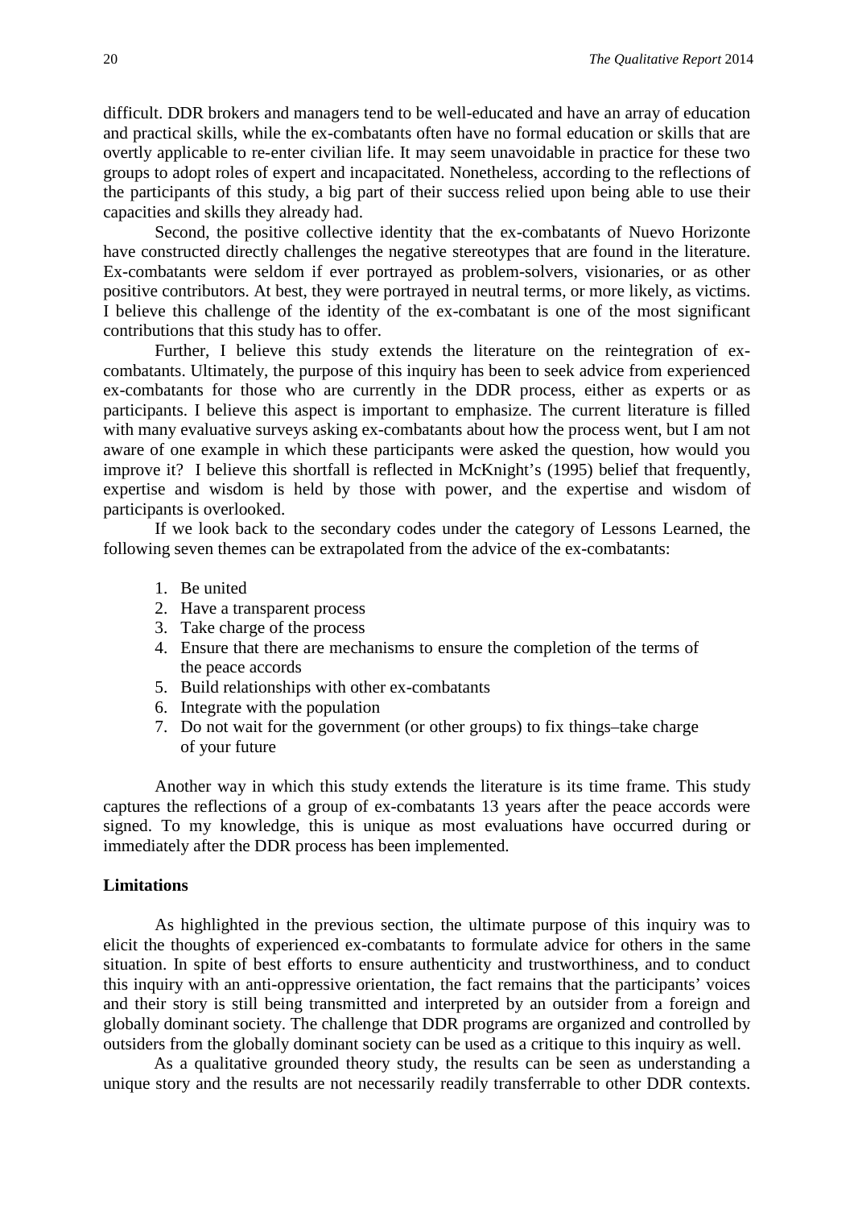difficult. DDR brokers and managers tend to be well-educated and have an array of education and practical skills, while the ex-combatants often have no formal education or skills that are overtly applicable to re-enter civilian life. It may seem unavoidable in practice for these two groups to adopt roles of expert and incapacitated. Nonetheless, according to the reflections of the participants of this study, a big part of their success relied upon being able to use their capacities and skills they already had.

Second, the positive collective identity that the ex-combatants of Nuevo Horizonte have constructed directly challenges the negative stereotypes that are found in the literature. Ex-combatants were seldom if ever portrayed as problem-solvers, visionaries, or as other positive contributors. At best, they were portrayed in neutral terms, or more likely, as victims. I believe this challenge of the identity of the ex-combatant is one of the most significant contributions that this study has to offer.

Further, I believe this study extends the literature on the reintegration of ex-combatants. Ultimately, the purpose of this inquiry has been to seek advice from experienced ex-combatants for those who are currently in the DDR process, either as experts or as participants. I believe this aspect is important to emphasize. The current literature is filled with many evaluative surveys asking ex-combatants about how the process went, but I am not aware of one example in which these participants were asked the question, how would you improve it? I believe this shortfall is reflected in McKnight's (1995) belief that frequently, expertise and wisdom is held by those with power, and the expertise and wisdom of participants is overlooked.

If we look back to the secondary codes under the category of Lessons Learned, the following seven themes can be extrapolated from the advice of the ex-combatants:

1. Be united
2. Have a transparent process
3. Take charge of the process
4. Ensure that there are mechanisms to ensure the completion of the terms of the peace accords
5. Build relationships with other ex-combatants
6. Integrate with the population
7. Do not wait for the government (or other groups) to fix things–take charge of your future

Another way in which this study extends the literature is its time frame. This study captures the reflections of a group of ex-combatants 13 years after the peace accords were signed. To my knowledge, this is unique as most evaluations have occurred during or immediately after the DDR process has been implemented.

**Limitations**

As highlighted in the previous section, the ultimate purpose of this inquiry was to elicit the thoughts of experienced ex-combatants to formulate advice for others in the same situation. In spite of best efforts to ensure authenticity and trustworthiness, and to conduct this inquiry with an anti-oppressive orientation, the fact remains that the participants' voices and their story is still being transmitted and interpreted by an outsider from a foreign and globally dominant society. The challenge that DDR programs are organized and controlled by outsiders from the globally dominant society can be used as a critique to this inquiry as well.

As a qualitative grounded theory study, the results can be seen as understanding a unique story and the results are not necessarily readily transferrable to other DDR contexts.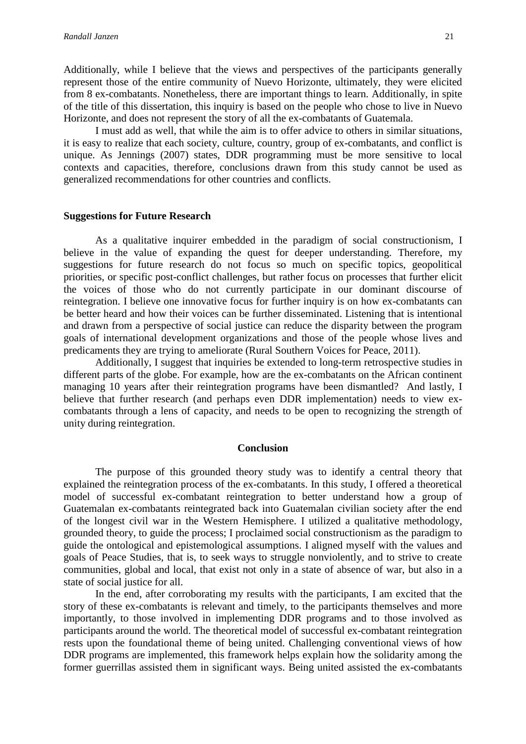Additionally, while I believe that the views and perspectives of the participants generally represent those of the entire community of Nuevo Horizonte, ultimately, they were elicited from 8 ex-combatants. Nonetheless, there are important things to learn. Additionally, in spite of the title of this dissertation, this inquiry is based on the people who chose to live in Nuevo Horizonte, and does not represent the story of all the ex-combatants of Guatemala.

I must add as well, that while the aim is to offer advice to others in similar situations, it is easy to realize that each society, culture, country, group of ex-combatants, and conflict is unique. As Jennings (2007) states, DDR programming must be more sensitive to local contexts and capacities, therefore, conclusions drawn from this study cannot be used as generalized recommendations for other countries and conflicts.

**Suggestions for Future Research**

As a qualitative inquirer embedded in the paradigm of social constructionism, I believe in the value of expanding the quest for deeper understanding. Therefore, my suggestions for future research do not focus so much on specific topics, geopolitical priorities, or specific post-conflict challenges, but rather focus on processes that further elicit the voices of those who do not currently participate in our dominant discourse of reintegration. I believe one innovative focus for further inquiry is on how ex-combatants can be better heard and how their voices can be further disseminated. Listening that is intentional and drawn from a perspective of social justice can reduce the disparity between the program goals of international development organizations and those of the people whose lives and predicaments they are trying to ameliorate (Rural Southern Voices for Peace, 2011).

Additionally, I suggest that inquiries be extended to long-term retrospective studies in different parts of the globe. For example, how are the ex-combatants on the African continent managing 10 years after their reintegration programs have been dismantled? And lastly, I believe that further research (and perhaps even DDR implementation) needs to view ex-combatants through a lens of capacity, and needs to be open to recognizing the strength of unity during reintegration.

## Conclusion

The purpose of this grounded theory study was to identify a central theory that explained the reintegration process of the ex-combatants. In this study, I offered a theoretical model of successful ex-combatant reintegration to better understand how a group of Guatemalan ex-combatants reintegrated back into Guatemalan civilian society after the end of the longest civil war in the Western Hemisphere. I utilized a qualitative methodology, grounded theory, to guide the process; I proclaimed social constructionism as the paradigm to guide the ontological and epistemological assumptions. I aligned myself with the values and goals of Peace Studies, that is, to seek ways to struggle nonviolently, and to strive to create communities, global and local, that exist not only in a state of absence of war, but also in a state of social justice for all.

In the end, after corroborating my results with the participants, I am excited that the story of these ex-combatants is relevant and timely, to the participants themselves and more importantly, to those involved in implementing DDR programs and to those involved as participants around the world. The theoretical model of successful ex-combatant reintegration rests upon the foundational theme of being united. Challenging conventional views of how DDR programs are implemented, this framework helps explain how the solidarity among the former guerrillas assisted them in significant ways. Being united assisted the ex-combatants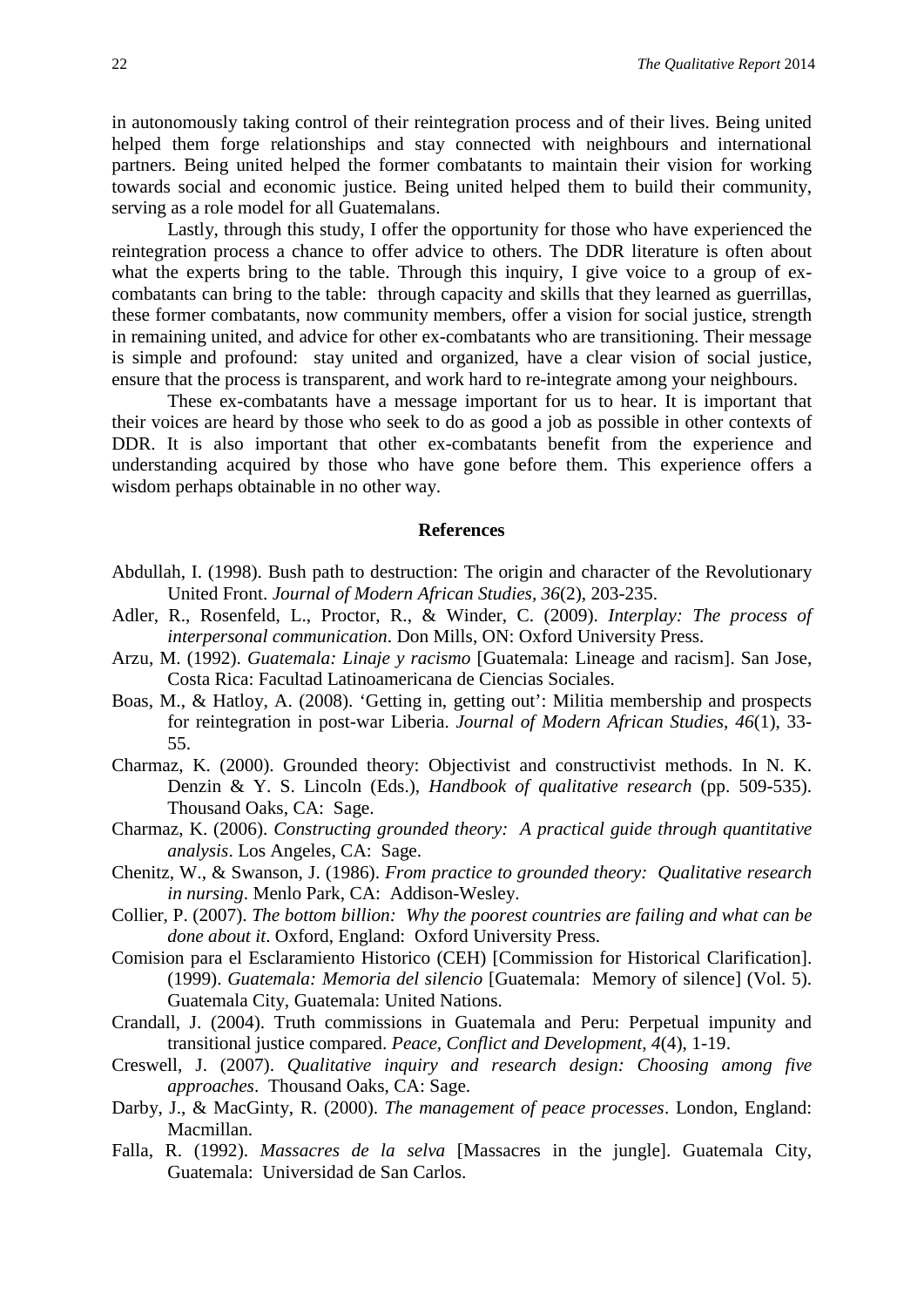in autonomously taking control of their reintegration process and of their lives. Being united helped them forge relationships and stay connected with neighbours and international partners. Being united helped the former combatants to maintain their vision for working towards social and economic justice. Being united helped them to build their community, serving as a role model for all Guatemalans.

Lastly, through this study, I offer the opportunity for those who have experienced the reintegration process a chance to offer advice to others. The DDR literature is often about what the experts bring to the table. Through this inquiry, I give voice to a group of ex-combatants can bring to the table: through capacity and skills that they learned as guerrillas, these former combatants, now community members, offer a vision for social justice, strength in remaining united, and advice for other ex-combatants who are transitioning. Their message is simple and profound: stay united and organized, have a clear vision of social justice, ensure that the process is transparent, and work hard to re-integrate among your neighbours.

These ex-combatants have a message important for us to hear. It is important that their voices are heard by those who seek to do as good a job as possible in other contexts of DDR. It is also important that other ex-combatants benefit from the experience and understanding acquired by those who have gone before them. This experience offers a wisdom perhaps obtainable in no other way.

## References

Abdullah, I. (1998). Bush path to destruction: The origin and character of the Revolutionary United Front. *Journal of Modern African Studies*, *36*(2), 203-235.

Adler, R., Rosenfeld, L., Proctor, R., & Winder, C. (2009). *Interplay: The process of interpersonal communication*. Don Mills, ON: Oxford University Press.

Arzu, M. (1992). *Guatemala: Linaje y racismo* [Guatemala: Lineage and racism]. San Jose, Costa Rica: Facultad Latinoamericana de Ciencias Sociales.

Boas, M., & Hatloy, A. (2008). 'Getting in, getting out': Militia membership and prospects for reintegration in post-war Liberia. *Journal of Modern African Studies*, *46*(1), 33-55.

Charmaz, K. (2000). Grounded theory: Objectivist and constructivist methods. In N. K. Denzin & Y. S. Lincoln (Eds.), *Handbook of qualitative research* (pp. 509-535). Thousand Oaks, CA: Sage.

Charmaz, K. (2006). *Constructing grounded theory: A practical guide through quantitative analysis*. Los Angeles, CA: Sage.

Chenitz, W., & Swanson, J. (1986). *From practice to grounded theory: Qualitative research in nursing*. Menlo Park, CA: Addison-Wesley.

Collier, P. (2007). *The bottom billion: Why the poorest countries are failing and what can be done about it*. Oxford, England: Oxford University Press.

Comision para el Esclaramiento Historico (CEH) [Commission for Historical Clarification]. (1999). *Guatemala: Memoria del silencio* [Guatemala: Memory of silence] (Vol. 5). Guatemala City, Guatemala: United Nations.

Crandall, J. (2004). Truth commissions in Guatemala and Peru: Perpetual impunity and transitional justice compared. *Peace, Conflict and Development*, *4*(4), 1-19.

Creswell, J. (2007). *Qualitative inquiry and research design: Choosing among five approaches*. Thousand Oaks, CA: Sage.

Darby, J., & MacGinty, R. (2000). *The management of peace processes*. London, England: Macmillan.

Falla, R. (1992). *Massacres de la selva* [Massacres in the jungle]. Guatemala City, Guatemala: Universidad de San Carlos.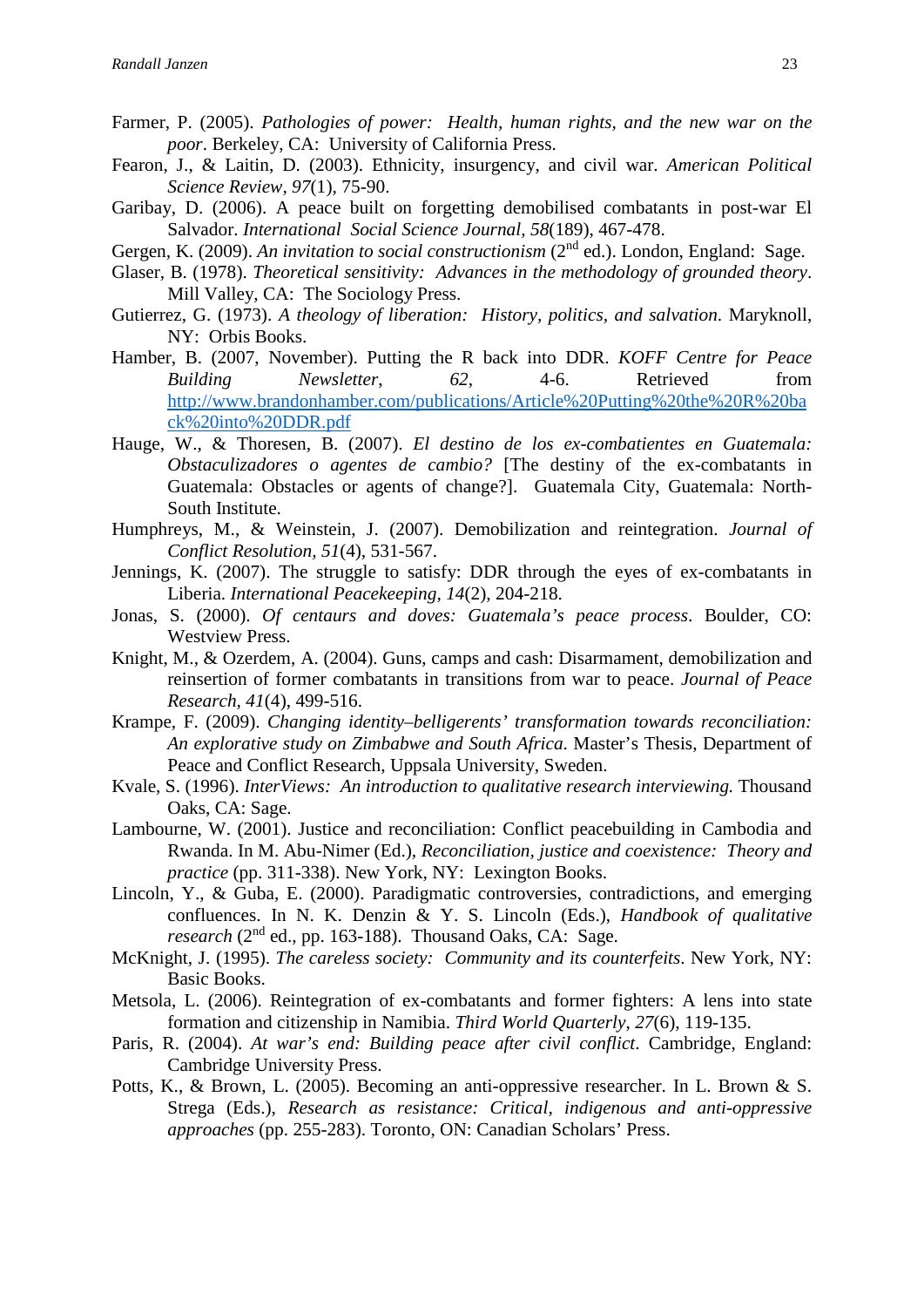Farmer, P. (2005). *Pathologies of power: Health, human rights, and the new war on the poor*. Berkeley, CA: University of California Press.

Fearon, J., & Laitin, D. (2003). Ethnicity, insurgency, and civil war. *American Political Science Review*, *97*(1), 75-90.

Garibay, D. (2006). A peace built on forgetting demobilised combatants in post-war El Salvador. *International Social Science Journal, 58*(189), 467-478.

Gergen, K. (2009). *An invitation to social constructionism* (2nd ed.). London, England: Sage.

Glaser, B. (1978). *Theoretical sensitivity: Advances in the methodology of grounded theory*. Mill Valley, CA: The Sociology Press.

Gutierrez, G. (1973). *A theology of liberation: History, politics, and salvation*. Maryknoll, NY: Orbis Books.

Hamber, B. (2007, November). Putting the R back into DDR. *KOFF Centre for Peace Building Newsletter*, *62*, 4-6. Retrieved from http://www.brandonhamber.com/publications/Article%20Putting%20the%20R%20back%20into%20DDR.pdf

Hauge, W., & Thoresen, B. (2007). *El destino de los ex-combatientes en Guatemala: Obstaculizadores o agentes de cambio?* [The destiny of the ex-combatants in Guatemala: Obstacles or agents of change?]. Guatemala City, Guatemala: North-South Institute.

Humphreys, M., & Weinstein, J. (2007). Demobilization and reintegration. *Journal of Conflict Resolution, 51*(4), 531-567.

Jennings, K. (2007). The struggle to satisfy: DDR through the eyes of ex-combatants in Liberia. *International Peacekeeping, 14*(2), 204-218.

Jonas, S. (2000). *Of centaurs and doves: Guatemala's peace process*. Boulder, CO: Westview Press.

Knight, M., & Ozerdem, A. (2004). Guns, camps and cash: Disarmament, demobilization and reinsertion of former combatants in transitions from war to peace. *Journal of Peace Research, 41*(4), 499-516.

Krampe, F. (2009). *Changing identity–belligerents' transformation towards reconciliation: An explorative study on Zimbabwe and South Africa*. Master's Thesis, Department of Peace and Conflict Research, Uppsala University, Sweden.

Kvale, S. (1996). *InterViews: An introduction to qualitative research interviewing.* Thousand Oaks, CA: Sage.

Lambourne, W. (2001). Justice and reconciliation: Conflict peacebuilding in Cambodia and Rwanda. In M. Abu-Nimer (Ed.), *Reconciliation, justice and coexistence: Theory and practice* (pp. 311-338). New York, NY: Lexington Books.

Lincoln, Y., & Guba, E. (2000). Paradigmatic controversies, contradictions, and emerging confluences. In N. K. Denzin & Y. S. Lincoln (Eds.), *Handbook of qualitative research* (2nd ed., pp. 163-188). Thousand Oaks, CA: Sage.

McKnight, J. (1995). *The careless society: Community and its counterfeits*. New York, NY: Basic Books.

Metsola, L. (2006). Reintegration of ex-combatants and former fighters: A lens into state formation and citizenship in Namibia. *Third World Quarterly*, *27*(6), 119-135.

Paris, R. (2004). *At war's end: Building peace after civil conflict*. Cambridge, England: Cambridge University Press.

Potts, K., & Brown, L. (2005). Becoming an anti-oppressive researcher. In L. Brown & S. Strega (Eds.), *Research as resistance: Critical, indigenous and anti-oppressive approaches* (pp. 255-283). Toronto, ON: Canadian Scholars' Press.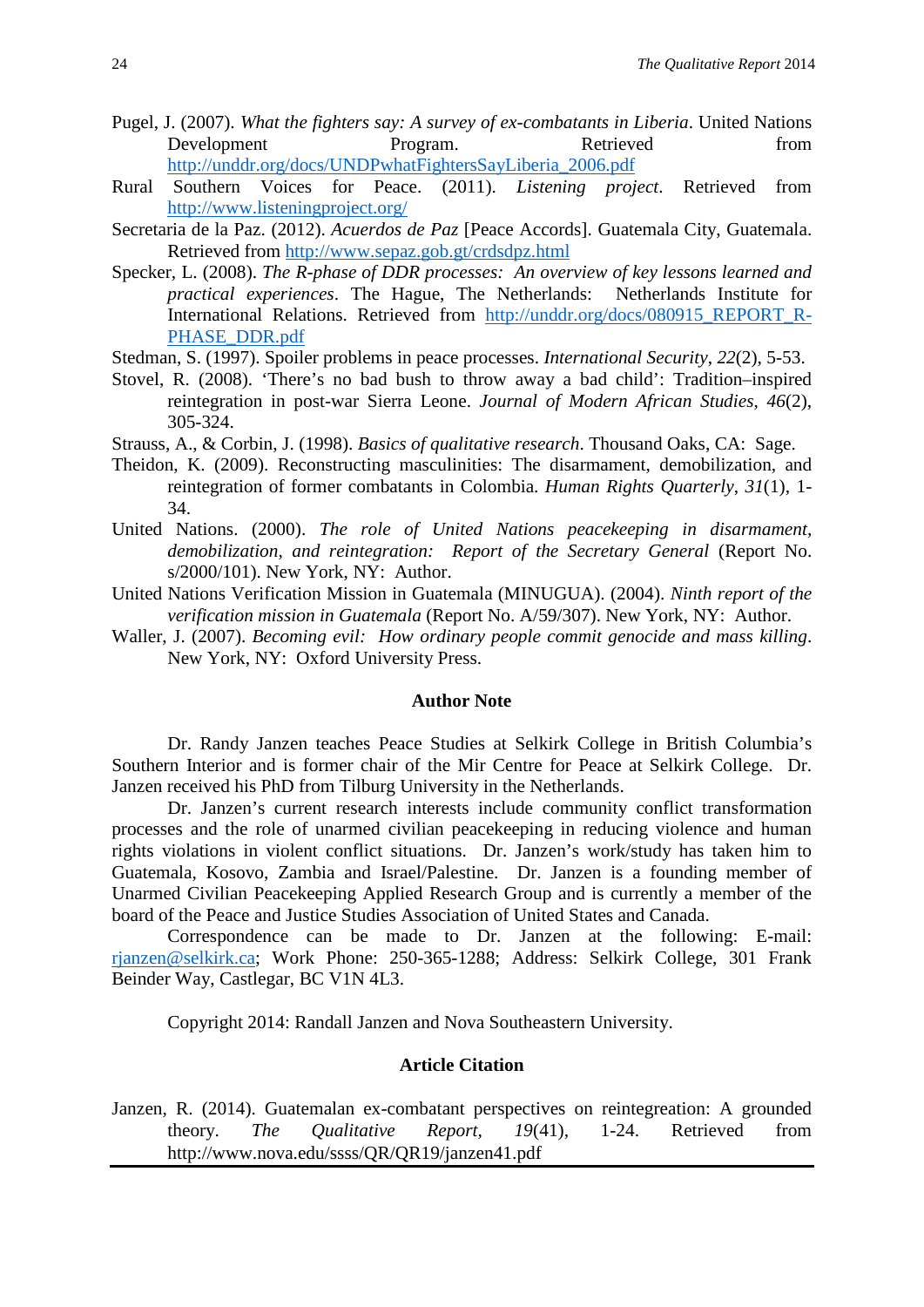Pugel, J. (2007). *What the fighters say: A survey of ex-combatants in Liberia*. United Nations Development Program. Retrieved from http://unddr.org/docs/UNDPwhatFightersSayLiberia_2006.pdf

Rural Southern Voices for Peace. (2011). *Listening project*. Retrieved from http://www.listeningproject.org/

Secretaria de la Paz. (2012). *Acuerdos de Paz* [Peace Accords]. Guatemala City, Guatemala. Retrieved from http://www.sepaz.gob.gt/crdsdpz.html

Specker, L. (2008). *The R-phase of DDR processes: An overview of key lessons learned and practical experiences*. The Hague, The Netherlands: Netherlands Institute for International Relations. Retrieved from http://unddr.org/docs/080915_REPORT_R-PHASE_DDR.pdf

Stedman, S. (1997). Spoiler problems in peace processes. *International Security*, *22*(2), 5-53.

Stovel, R. (2008). 'There's no bad bush to throw away a bad child': Tradition–inspired reintegration in post-war Sierra Leone. *Journal of Modern African Studies*, *46*(2), 305-324.

Strauss, A., & Corbin, J. (1998). *Basics of qualitative research*. Thousand Oaks, CA: Sage.

Theidon, K. (2009). Reconstructing masculinities: The disarmament, demobilization, and reintegration of former combatants in Colombia. *Human Rights Quarterly*, *31*(1), 1-34.

United Nations. (2000). *The role of United Nations peacekeeping in disarmament, demobilization, and reintegration: Report of the Secretary General* (Report No. s/2000/101). New York, NY: Author.

United Nations Verification Mission in Guatemala (MINUGUA). (2004). *Ninth report of the verification mission in Guatemala* (Report No. A/59/307). New York, NY: Author.

Waller, J. (2007). *Becoming evil: How ordinary people commit genocide and mass killing*. New York, NY: Oxford University Press.

## Author Note

Dr. Randy Janzen teaches Peace Studies at Selkirk College in British Columbia's Southern Interior and is former chair of the Mir Centre for Peace at Selkirk College. Dr. Janzen received his PhD from Tilburg University in the Netherlands.

Dr. Janzen's current research interests include community conflict transformation processes and the role of unarmed civilian peacekeeping in reducing violence and human rights violations in violent conflict situations. Dr. Janzen's work/study has taken him to Guatemala, Kosovo, Zambia and Israel/Palestine. Dr. Janzen is a founding member of Unarmed Civilian Peacekeeping Applied Research Group and is currently a member of the board of the Peace and Justice Studies Association of United States and Canada.

Correspondence can be made to Dr. Janzen at the following: E-mail: rjanzen@selkirk.ca; Work Phone: 250-365-1288; Address: Selkirk College, 301 Frank Beinder Way, Castlegar, BC V1N 4L3.

Copyright 2014: Randall Janzen and Nova Southeastern University.

## Article Citation

Janzen, R. (2014). Guatemalan ex-combatant perspectives on reintegreation: A grounded theory. *The Qualitative Report, 19*(41), 1-24. Retrieved from http://www.nova.edu/ssss/QR/QR19/janzen41.pdf